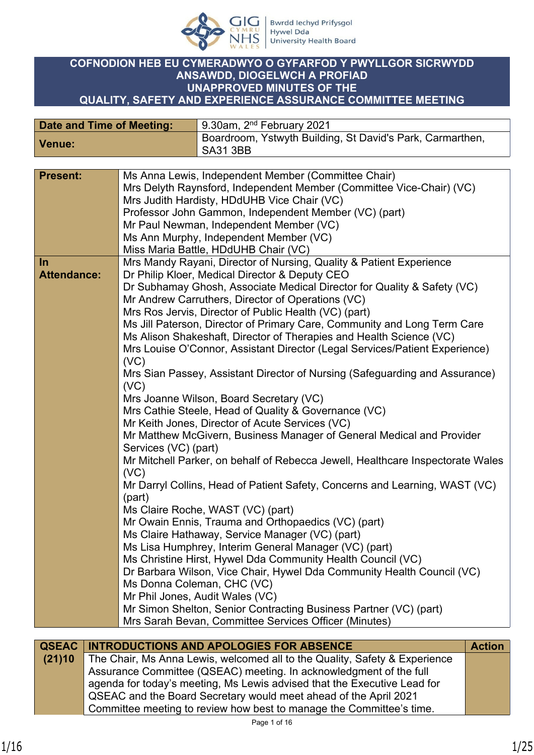Bwrdd Iechyd Prifysgol Hywel Dda University Health Board

# COFNODION HEB EU CYMERADWYO O GYFARFOD Y PWYLLGOR SICRWYDD ANSAWDD, DIOGELWCH A PROFIAD
# UNAPPROVED MINUTES OF THE QUALITY, SAFETY AND EXPERIENCE ASSURANCE COMMITTEE MEETING

| **Date and Time of Meeting:** | 9.30am, 2nd February 2021 |
|---|---|
| **Venue:** | Boardroom, Ystwyth Building, St David's Park, Carmarthen, SA31 3BB |

| | |
|---|---|
| **Present:** | Ms Anna Lewis, Independent Member (Committee Chair)<br>Mrs Delyth Raynsford, Independent Member (Committee Vice-Chair) (VC)<br>Mrs Judith Hardisty, HDdUHB Vice Chair (VC)<br>Professor John Gammon, Independent Member (VC) (part)<br>Mr Paul Newman, Independent Member (VC)<br>Ms Ann Murphy, Independent Member (VC)<br>Miss Maria Battle, HDdUHB Chair (VC) |
| **In Attendance:** | Mrs Mandy Rayani, Director of Nursing, Quality & Patient Experience<br>Dr Philip Kloer, Medical Director & Deputy CEO<br>Dr Subhamay Ghosh, Associate Medical Director for Quality & Safety (VC)<br>Mr Andrew Carruthers, Director of Operations (VC)<br>Mrs Ros Jervis, Director of Public Health (VC) (part)<br>Ms Jill Paterson, Director of Primary Care, Community and Long Term Care<br>Ms Alison Shakeshaft, Director of Therapies and Health Science (VC)<br>Mrs Louise O'Connor, Assistant Director (Legal Services/Patient Experience) (VC)<br>Mrs Sian Passey, Assistant Director of Nursing (Safeguarding and Assurance) (VC)<br>Mrs Joanne Wilson, Board Secretary (VC)<br>Mrs Cathie Steele, Head of Quality & Governance (VC)<br>Mr Keith Jones, Director of Acute Services (VC)<br>Mr Matthew McGivern, Business Manager of General Medical and Provider Services (VC) (part)<br>Mr Mitchell Parker, on behalf of Rebecca Jewell, Healthcare Inspectorate Wales (VC)<br>Mr Darryl Collins, Head of Patient Safety, Concerns and Learning, WAST (VC) (part)<br>Ms Claire Roche, WAST (VC) (part)<br>Mr Owain Ennis, Trauma and Orthopaedics (VC) (part)<br>Ms Claire Hathaway, Service Manager (VC) (part)<br>Ms Lisa Humphrey, Interim General Manager (VC) (part)<br>Ms Christine Hirst, Hywel Dda Community Health Council (VC)<br>Dr Barbara Wilson, Vice Chair, Hywel Dda Community Health Council (VC)<br>Ms Donna Coleman, CHC (VC)<br>Mr Phil Jones, Audit Wales (VC)<br>Mr Simon Shelton, Senior Contracting Business Partner (VC) (part)<br>Mrs Sarah Bevan, Committee Services Officer (Minutes) |

| QSEAC (21)10 | INTRODUCTIONS AND APOLOGIES FOR ABSENCE | Action |
|---|---|---|
| | The Chair, Ms Anna Lewis, welcomed all to the Quality, Safety & Experience Assurance Committee (QSEAC) meeting. In acknowledgment of the full agenda for today's meeting, Ms Lewis advised that the Executive Lead for QSEAC and the Board Secretary would meet ahead of the April 2021 Committee meeting to review how best to manage the Committee's time. | |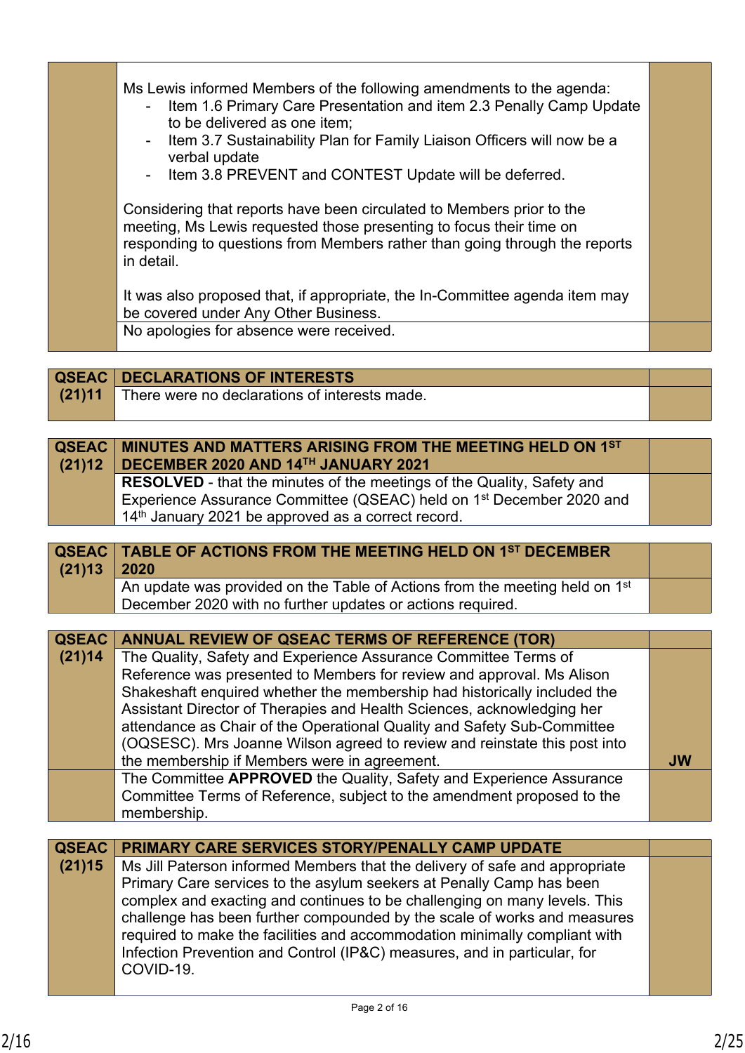| | | |
|---|---|---|
| | Ms Lewis informed Members of the following amendments to the agenda:<br>- Item 1.6 Primary Care Presentation and item 2.3 Penally Camp Update to be delivered as one item;<br>- Item 3.7 Sustainability Plan for Family Liaison Officers will now be a verbal update<br>- Item 3.8 PREVENT and CONTEST Update will be deferred.<br><br>Considering that reports have been circulated to Members prior to the meeting, Ms Lewis requested those presenting to focus their time on responding to questions from Members rather than going through the reports in detail.<br><br>It was also proposed that, if appropriate, the In-Committee agenda item may be covered under Any Other Business. | |
| | No apologies for absence were received. | |

| | | |
|---|---|---|
| **QSEAC (21)11** | **DECLARATIONS OF INTERESTS** | |
| | There were no declarations of interests made. | |

| | | |
|---|---|---|
| **QSEAC (21)12** | **MINUTES AND MATTERS ARISING FROM THE MEETING HELD ON 1ST DECEMBER 2020 AND 14TH JANUARY 2021** | |
| | **RESOLVED** - that the minutes of the meetings of the Quality, Safety and Experience Assurance Committee (QSEAC) held on 1st December 2020 and 14th January 2021 be approved as a correct record. | |

| | | |
|---|---|---|
| **QSEAC (21)13** | **TABLE OF ACTIONS FROM THE MEETING HELD ON 1ST DECEMBER 2020** | |
| | An update was provided on the Table of Actions from the meeting held on 1st December 2020 with no further updates or actions required. | |

| | | |
|---|---|---|
| **QSEAC (21)14** | **ANNUAL REVIEW OF QSEAC TERMS OF REFERENCE (TOR)** | |
| | The Quality, Safety and Experience Assurance Committee Terms of Reference was presented to Members for review and approval. Ms Alison Shakeshaft enquired whether the membership had historically included the Assistant Director of Therapies and Health Sciences, acknowledging her attendance as Chair of the Operational Quality and Safety Sub-Committee (OQSESC). Mrs Joanne Wilson agreed to review and reinstate this post into the membership if Members were in agreement. | **JW** |
| | The Committee **APPROVED** the Quality, Safety and Experience Assurance Committee Terms of Reference, subject to the amendment proposed to the membership. | |

| | | |
|---|---|---|
| **QSEAC (21)15** | **PRIMARY CARE SERVICES STORY/PENALLY CAMP UPDATE** | |
| | Ms Jill Paterson informed Members that the delivery of safe and appropriate Primary Care services to the asylum seekers at Penally Camp has been complex and exacting and continues to be challenging on many levels. This challenge has been further compounded by the scale of works and measures required to make the facilities and accommodation minimally compliant with Infection Prevention and Control (IP&C) measures, and in particular, for COVID-19. | |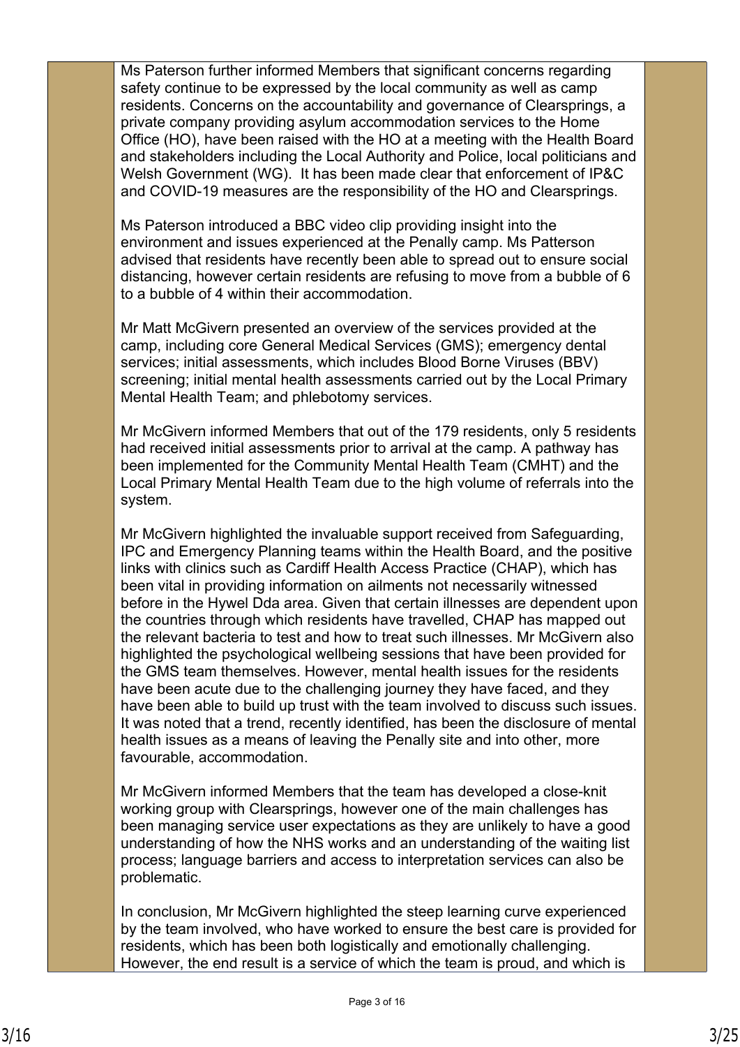Ms Paterson further informed Members that significant concerns regarding safety continue to be expressed by the local community as well as camp residents. Concerns on the accountability and governance of Clearsprings, a private company providing asylum accommodation services to the Home Office (HO), have been raised with the HO at a meeting with the Health Board and stakeholders including the Local Authority and Police, local politicians and Welsh Government (WG). It has been made clear that enforcement of IP&C and COVID-19 measures are the responsibility of the HO and Clearsprings.

Ms Paterson introduced a BBC video clip providing insight into the environment and issues experienced at the Penally camp. Ms Patterson advised that residents have recently been able to spread out to ensure social distancing, however certain residents are refusing to move from a bubble of 6 to a bubble of 4 within their accommodation.

Mr Matt McGivern presented an overview of the services provided at the camp, including core General Medical Services (GMS); emergency dental services; initial assessments, which includes Blood Borne Viruses (BBV) screening; initial mental health assessments carried out by the Local Primary Mental Health Team; and phlebotomy services.

Mr McGivern informed Members that out of the 179 residents, only 5 residents had received initial assessments prior to arrival at the camp. A pathway has been implemented for the Community Mental Health Team (CMHT) and the Local Primary Mental Health Team due to the high volume of referrals into the system.

Mr McGivern highlighted the invaluable support received from Safeguarding, IPC and Emergency Planning teams within the Health Board, and the positive links with clinics such as Cardiff Health Access Practice (CHAP), which has been vital in providing information on ailments not necessarily witnessed before in the Hywel Dda area. Given that certain illnesses are dependent upon the countries through which residents have travelled, CHAP has mapped out the relevant bacteria to test and how to treat such illnesses. Mr McGivern also highlighted the psychological wellbeing sessions that have been provided for the GMS team themselves. However, mental health issues for the residents have been acute due to the challenging journey they have faced, and they have been able to build up trust with the team involved to discuss such issues. It was noted that a trend, recently identified, has been the disclosure of mental health issues as a means of leaving the Penally site and into other, more favourable, accommodation.

Mr McGivern informed Members that the team has developed a close-knit working group with Clearsprings, however one of the main challenges has been managing service user expectations as they are unlikely to have a good understanding of how the NHS works and an understanding of the waiting list process; language barriers and access to interpretation services can also be problematic.

In conclusion, Mr McGivern highlighted the steep learning curve experienced by the team involved, who have worked to ensure the best care is provided for residents, which has been both logistically and emotionally challenging. However, the end result is a service of which the team is proud, and which is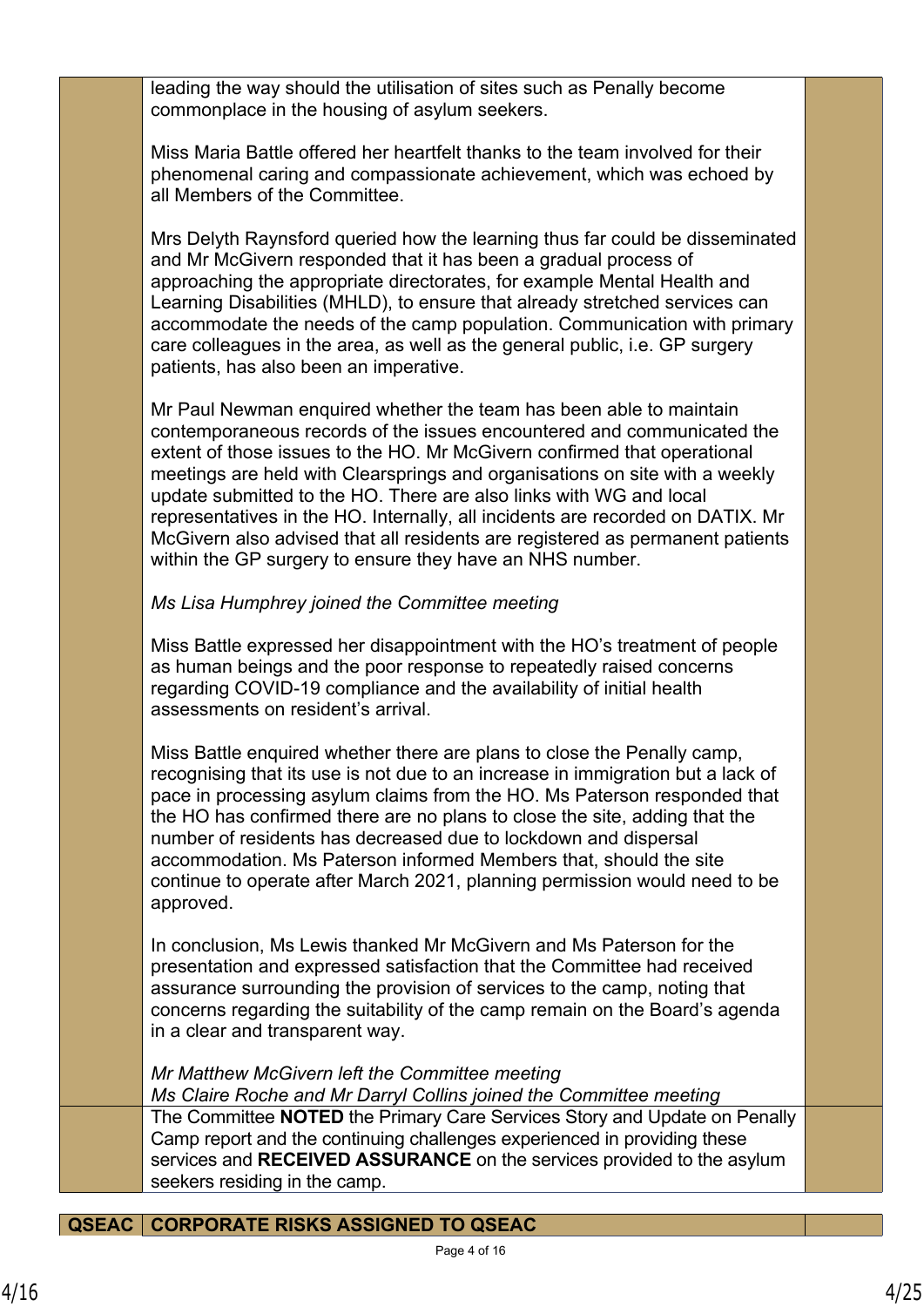leading the way should the utilisation of sites such as Penally become commonplace in the housing of asylum seekers.

Miss Maria Battle offered her heartfelt thanks to the team involved for their phenomenal caring and compassionate achievement, which was echoed by all Members of the Committee.

Mrs Delyth Raynsford queried how the learning thus far could be disseminated and Mr McGivern responded that it has been a gradual process of approaching the appropriate directorates, for example Mental Health and Learning Disabilities (MHLD), to ensure that already stretched services can accommodate the needs of the camp population. Communication with primary care colleagues in the area, as well as the general public, i.e. GP surgery patients, has also been an imperative.

Mr Paul Newman enquired whether the team has been able to maintain contemporaneous records of the issues encountered and communicated the extent of those issues to the HO. Mr McGivern confirmed that operational meetings are held with Clearsprings and organisations on site with a weekly update submitted to the HO. There are also links with WG and local representatives in the HO. Internally, all incidents are recorded on DATIX. Mr McGivern also advised that all residents are registered as permanent patients within the GP surgery to ensure they have an NHS number.

*Ms Lisa Humphrey joined the Committee meeting*

Miss Battle expressed her disappointment with the HO's treatment of people as human beings and the poor response to repeatedly raised concerns regarding COVID-19 compliance and the availability of initial health assessments on resident's arrival.

Miss Battle enquired whether there are plans to close the Penally camp, recognising that its use is not due to an increase in immigration but a lack of pace in processing asylum claims from the HO. Ms Paterson responded that the HO has confirmed there are no plans to close the site, adding that the number of residents has decreased due to lockdown and dispersal accommodation. Ms Paterson informed Members that, should the site continue to operate after March 2021, planning permission would need to be approved.

In conclusion, Ms Lewis thanked Mr McGivern and Ms Paterson for the presentation and expressed satisfaction that the Committee had received assurance surrounding the provision of services to the camp, noting that concerns regarding the suitability of the camp remain on the Board's agenda in a clear and transparent way.

*Mr Matthew McGivern left the Committee meeting*
*Ms Claire Roche and Mr Darryl Collins joined the Committee meeting*

The Committee **NOTED** the Primary Care Services Story and Update on Penally Camp report and the continuing challenges experienced in providing these services and **RECEIVED ASSURANCE** on the services provided to the asylum seekers residing in the camp.

| QSEAC | CORPORATE RISKS ASSIGNED TO QSEAC | |
|---|---|---|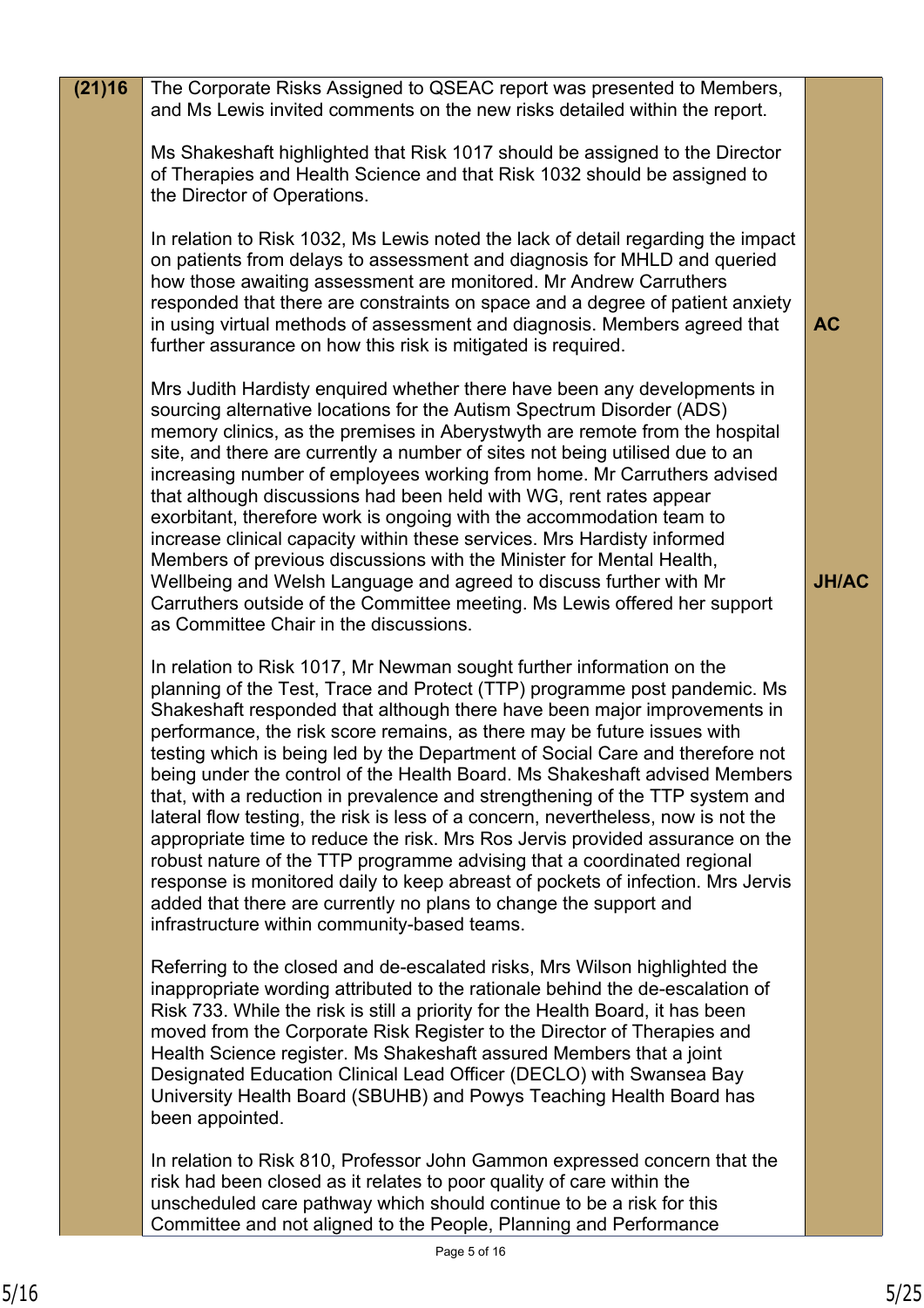| | | |
|---|---|---|
| **(21)16** | The Corporate Risks Assigned to QSEAC report was presented to Members, and Ms Lewis invited comments on the new risks detailed within the report.<br><br>Ms Shakeshaft highlighted that Risk 1017 should be assigned to the Director of Therapies and Health Science and that Risk 1032 should be assigned to the Director of Operations.<br><br>In relation to Risk 1032, Ms Lewis noted the lack of detail regarding the impact on patients from delays to assessment and diagnosis for MHLD and queried how those awaiting assessment are monitored. Mr Andrew Carruthers responded that there are constraints on space and a degree of patient anxiety in using virtual methods of assessment and diagnosis. Members agreed that further assurance on how this risk is mitigated is required.<br><br>Mrs Judith Hardisty enquired whether there have been any developments in sourcing alternative locations for the Autism Spectrum Disorder (ADS) memory clinics, as the premises in Aberystwyth are remote from the hospital site, and there are currently a number of sites not being utilised due to an increasing number of employees working from home. Mr Carruthers advised that although discussions had been held with WG, rent rates appear exorbitant, therefore work is ongoing with the accommodation team to increase clinical capacity within these services. Mrs Hardisty informed Members of previous discussions with the Minister for Mental Health, Wellbeing and Welsh Language and agreed to discuss further with Mr Carruthers outside of the Committee meeting. Ms Lewis offered her support as Committee Chair in the discussions.<br><br>In relation to Risk 1017, Mr Newman sought further information on the planning of the Test, Trace and Protect (TTP) programme post pandemic. Ms Shakeshaft responded that although there have been major improvements in performance, the risk score remains, as there may be future issues with testing which is being led by the Department of Social Care and therefore not being under the control of the Health Board. Ms Shakeshaft advised Members that, with a reduction in prevalence and strengthening of the TTP system and lateral flow testing, the risk is less of a concern, nevertheless, now is not the appropriate time to reduce the risk. Mrs Ros Jervis provided assurance on the robust nature of the TTP programme advising that a coordinated regional response is monitored daily to keep abreast of pockets of infection. Mrs Jervis added that there are currently no plans to change the support and infrastructure within community-based teams.<br><br>Referring to the closed and de-escalated risks, Mrs Wilson highlighted the inappropriate wording attributed to the rationale behind the de-escalation of Risk 733. While the risk is still a priority for the Health Board, it has been moved from the Corporate Risk Register to the Director of Therapies and Health Science register. Ms Shakeshaft assured Members that a joint Designated Education Clinical Lead Officer (DECLO) with Swansea Bay University Health Board (SBUHB) and Powys Teaching Health Board has been appointed.<br><br>In relation to Risk 810, Professor John Gammon expressed concern that the risk had been closed as it relates to poor quality of care within the unscheduled care pathway which should continue to be a risk for this Committee and not aligned to the People, Planning and Performance | <br><br><br><br><br><br><br><br><br><br>**AC**<br><br><br><br><br><br><br><br><br><br><br><br>**JH/AC** |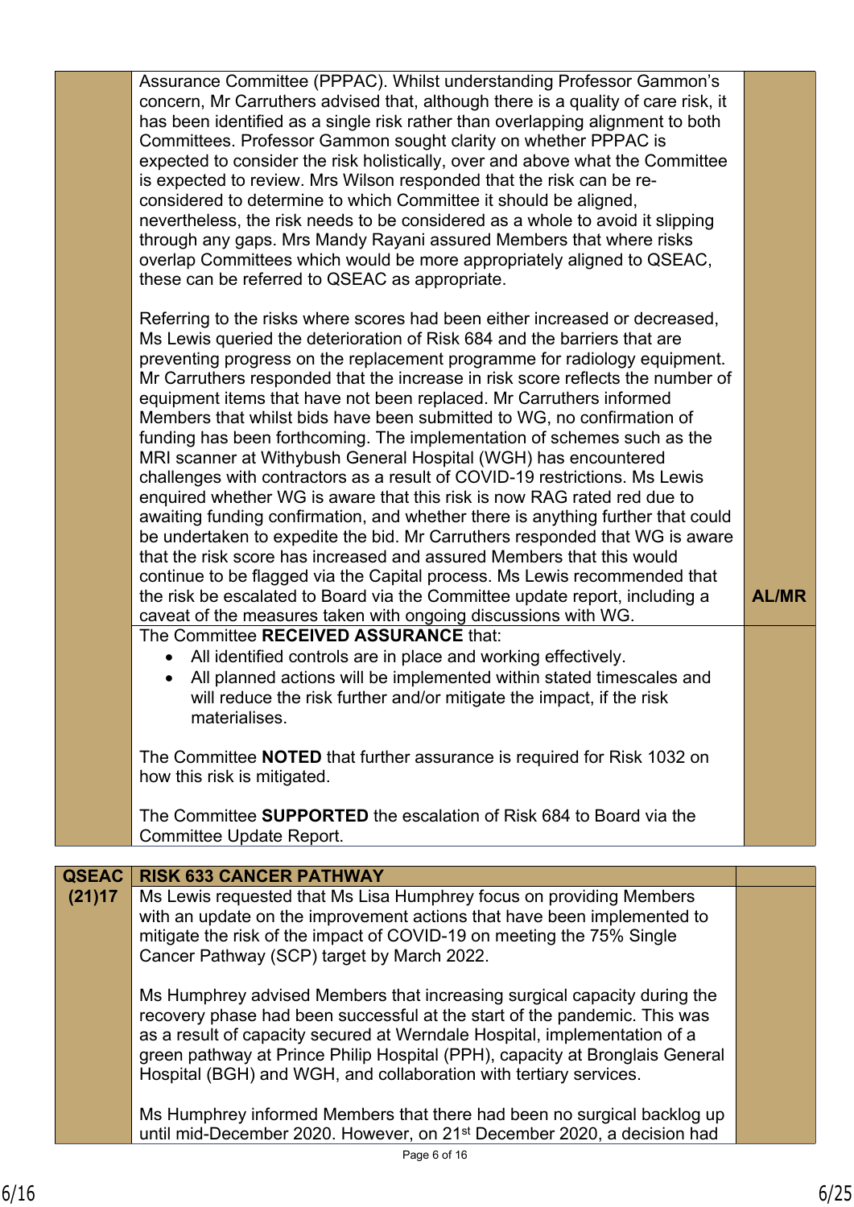| | | |
|---|---|---|
| | Assurance Committee (PPPAC). Whilst understanding Professor Gammon's concern, Mr Carruthers advised that, although there is a quality of care risk, it has been identified as a single risk rather than overlapping alignment to both Committees. Professor Gammon sought clarity on whether PPPAC is expected to consider the risk holistically, over and above what the Committee is expected to review. Mrs Wilson responded that the risk can be re-considered to determine to which Committee it should be aligned, nevertheless, the risk needs to be considered as a whole to avoid it slipping through any gaps. Mrs Mandy Rayani assured Members that where risks overlap Committees which would be more appropriately aligned to QSEAC, these can be referred to QSEAC as appropriate.<br><br>Referring to the risks where scores had been either increased or decreased, Ms Lewis queried the deterioration of Risk 684 and the barriers that are preventing progress on the replacement programme for radiology equipment. Mr Carruthers responded that the increase in risk score reflects the number of equipment items that have not been replaced. Mr Carruthers informed Members that whilst bids have been submitted to WG, no confirmation of funding has been forthcoming. The implementation of schemes such as the MRI scanner at Withybush General Hospital (WGH) has encountered challenges with contractors as a result of COVID-19 restrictions. Ms Lewis enquired whether WG is aware that this risk is now RAG rated red due to awaiting funding confirmation, and whether there is anything further that could be undertaken to expedite the bid. Mr Carruthers responded that WG is aware that the risk score has increased and assured Members that this would continue to be flagged via the Capital process. Ms Lewis recommended that the risk be escalated to Board via the Committee update report, including a caveat of the measures taken with ongoing discussions with WG. | **AL/MR** |
| | The Committee **RECEIVED ASSURANCE** that:<br>• All identified controls are in place and working effectively.<br>• All planned actions will be implemented within stated timescales and will reduce the risk further and/or mitigate the impact, if the risk materialises.<br><br>The Committee **NOTED** that further assurance is required for Risk 1032 on how this risk is mitigated.<br><br>The Committee **SUPPORTED** the escalation of Risk 684 to Board via the Committee Update Report. | |

| | | |
|---|---|---|
| **QSEAC (21)17** | **RISK 633 CANCER PATHWAY** | |
| | Ms Lewis requested that Ms Lisa Humphrey focus on providing Members with an update on the improvement actions that have been implemented to mitigate the risk of the impact of COVID-19 on meeting the 75% Single Cancer Pathway (SCP) target by March 2022.<br><br>Ms Humphrey advised Members that increasing surgical capacity during the recovery phase had been successful at the start of the pandemic. This was as a result of capacity secured at Werndale Hospital, implementation of a green pathway at Prince Philip Hospital (PPH), capacity at Bronglais General Hospital (BGH) and WGH, and collaboration with tertiary services.<br><br>Ms Humphrey informed Members that there had been no surgical backlog up until mid-December 2020. However, on 21st December 2020, a decision had | |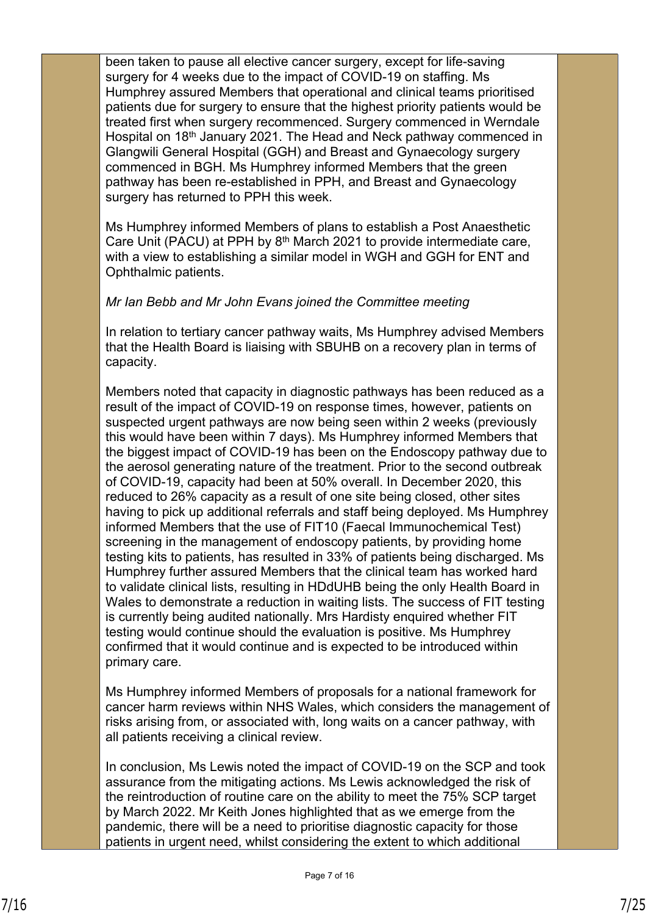been taken to pause all elective cancer surgery, except for life-saving surgery for 4 weeks due to the impact of COVID-19 on staffing. Ms Humphrey assured Members that operational and clinical teams prioritised patients due for surgery to ensure that the highest priority patients would be treated first when surgery recommenced. Surgery commenced in Werndale Hospital on 18th January 2021. The Head and Neck pathway commenced in Glangwili General Hospital (GGH) and Breast and Gynaecology surgery commenced in BGH. Ms Humphrey informed Members that the green pathway has been re-established in PPH, and Breast and Gynaecology surgery has returned to PPH this week.

Ms Humphrey informed Members of plans to establish a Post Anaesthetic Care Unit (PACU) at PPH by 8th March 2021 to provide intermediate care, with a view to establishing a similar model in WGH and GGH for ENT and Ophthalmic patients.

*Mr Ian Bebb and Mr John Evans joined the Committee meeting*

In relation to tertiary cancer pathway waits, Ms Humphrey advised Members that the Health Board is liaising with SBUHB on a recovery plan in terms of capacity.

Members noted that capacity in diagnostic pathways has been reduced as a result of the impact of COVID-19 on response times, however, patients on suspected urgent pathways are now being seen within 2 weeks (previously this would have been within 7 days). Ms Humphrey informed Members that the biggest impact of COVID-19 has been on the Endoscopy pathway due to the aerosol generating nature of the treatment. Prior to the second outbreak of COVID-19, capacity had been at 50% overall. In December 2020, this reduced to 26% capacity as a result of one site being closed, other sites having to pick up additional referrals and staff being deployed. Ms Humphrey informed Members that the use of FIT10 (Faecal Immunochemical Test) screening in the management of endoscopy patients, by providing home testing kits to patients, has resulted in 33% of patients being discharged. Ms Humphrey further assured Members that the clinical team has worked hard to validate clinical lists, resulting in HDdUHB being the only Health Board in Wales to demonstrate a reduction in waiting lists. The success of FIT testing is currently being audited nationally. Mrs Hardisty enquired whether FIT testing would continue should the evaluation is positive. Ms Humphrey confirmed that it would continue and is expected to be introduced within primary care.

Ms Humphrey informed Members of proposals for a national framework for cancer harm reviews within NHS Wales, which considers the management of risks arising from, or associated with, long waits on a cancer pathway, with all patients receiving a clinical review.

In conclusion, Ms Lewis noted the impact of COVID-19 on the SCP and took assurance from the mitigating actions. Ms Lewis acknowledged the risk of the reintroduction of routine care on the ability to meet the 75% SCP target by March 2022. Mr Keith Jones highlighted that as we emerge from the pandemic, there will be a need to prioritise diagnostic capacity for those patients in urgent need, whilst considering the extent to which additional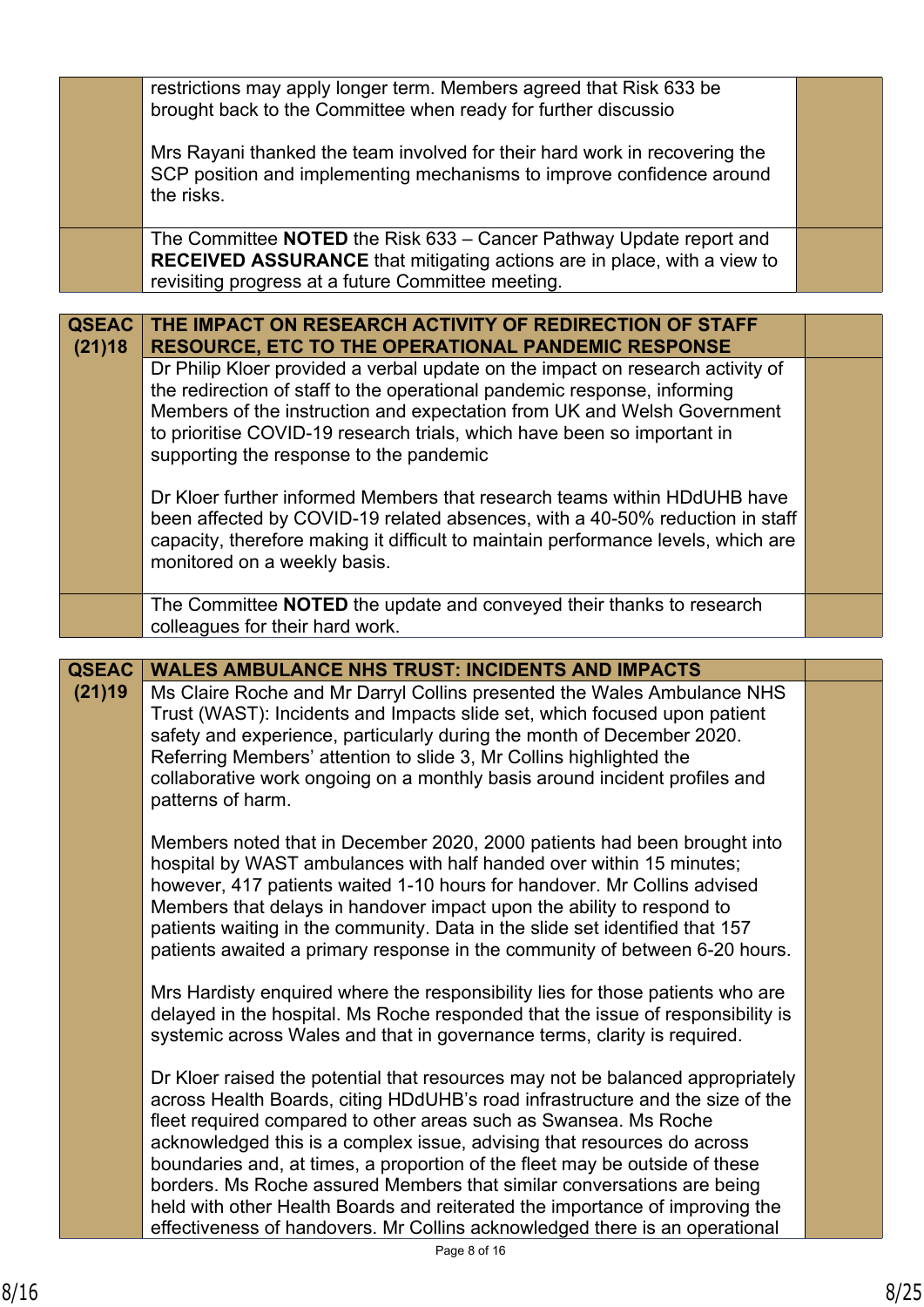| | | |
|---|---|---|
| | restrictions may apply longer term. Members agreed that Risk 633 be brought back to the Committee when ready for further discussio<br><br>Mrs Rayani thanked the team involved for their hard work in recovering the SCP position and implementing mechanisms to improve confidence around the risks. | |
| | The Committee **NOTED** the Risk 633 – Cancer Pathway Update report and **RECEIVED ASSURANCE** that mitigating actions are in place, with a view to revisiting progress at a future Committee meeting. | |

| | | |
|---|---|---|
| **QSEAC (21)18** | **THE IMPACT ON RESEARCH ACTIVITY OF REDIRECTION OF STAFF RESOURCE, ETC TO THE OPERATIONAL PANDEMIC RESPONSE** | |
| | Dr Philip Kloer provided a verbal update on the impact on research activity of the redirection of staff to the operational pandemic response, informing Members of the instruction and expectation from UK and Welsh Government to prioritise COVID-19 research trials, which have been so important in supporting the response to the pandemic<br><br>Dr Kloer further informed Members that research teams within HDdUHB have been affected by COVID-19 related absences, with a 40-50% reduction in staff capacity, therefore making it difficult to maintain performance levels, which are monitored on a weekly basis. | |
| | The Committee **NOTED** the update and conveyed their thanks to research colleagues for their hard work. | |

| | | |
|---|---|---|
| **QSEAC (21)19** | **WALES AMBULANCE NHS TRUST: INCIDENTS AND IMPACTS** | |
| | Ms Claire Roche and Mr Darryl Collins presented the Wales Ambulance NHS Trust (WAST): Incidents and Impacts slide set, which focused upon patient safety and experience, particularly during the month of December 2020. Referring Members' attention to slide 3, Mr Collins highlighted the collaborative work ongoing on a monthly basis around incident profiles and patterns of harm.<br><br>Members noted that in December 2020, 2000 patients had been brought into hospital by WAST ambulances with half handed over within 15 minutes; however, 417 patients waited 1-10 hours for handover. Mr Collins advised Members that delays in handover impact upon the ability to respond to patients waiting in the community. Data in the slide set identified that 157 patients awaited a primary response in the community of between 6-20 hours.<br><br>Mrs Hardisty enquired where the responsibility lies for those patients who are delayed in the hospital. Ms Roche responded that the issue of responsibility is systemic across Wales and that in governance terms, clarity is required.<br><br>Dr Kloer raised the potential that resources may not be balanced appropriately across Health Boards, citing HDdUHB's road infrastructure and the size of the fleet required compared to other areas such as Swansea. Ms Roche acknowledged this is a complex issue, advising that resources do across boundaries and, at times, a proportion of the fleet may be outside of these borders. Ms Roche assured Members that similar conversations are being held with other Health Boards and reiterated the importance of improving the effectiveness of handovers. Mr Collins acknowledged there is an operational | |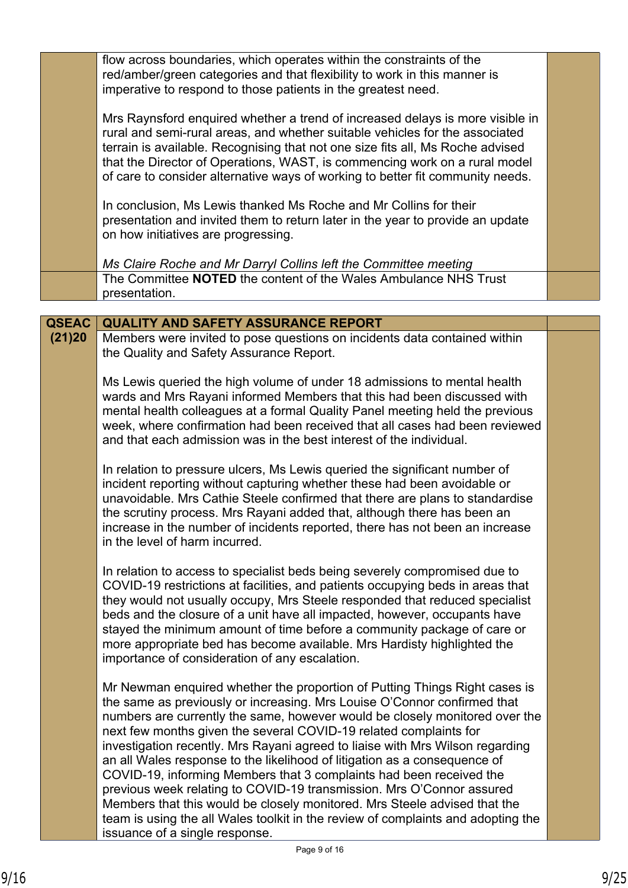| | | |
|---|---|---|
| | flow across boundaries, which operates within the constraints of the red/amber/green categories and that flexibility to work in this manner is imperative to respond to those patients in the greatest need.<br><br>Mrs Raynsford enquired whether a trend of increased delays is more visible in rural and semi-rural areas, and whether suitable vehicles for the associated terrain is available. Recognising that not one size fits all, Ms Roche advised that the Director of Operations, WAST, is commencing work on a rural model of care to consider alternative ways of working to better fit community needs.<br><br>In conclusion, Ms Lewis thanked Ms Roche and Mr Collins for their presentation and invited them to return later in the year to provide an update on how initiatives are progressing.<br><br>*Ms Claire Roche and Mr Darryl Collins left the Committee meeting* | |
| | The Committee **NOTED** the content of the Wales Ambulance NHS Trust presentation. | |

| | | |
|---|---|---|
| **QSEAC (21)20** | **QUALITY AND SAFETY ASSURANCE REPORT** | |
| | Members were invited to pose questions on incidents data contained within the Quality and Safety Assurance Report.<br><br>Ms Lewis queried the high volume of under 18 admissions to mental health wards and Mrs Rayani informed Members that this had been discussed with mental health colleagues at a formal Quality Panel meeting held the previous week, where confirmation had been received that all cases had been reviewed and that each admission was in the best interest of the individual.<br><br>In relation to pressure ulcers, Ms Lewis queried the significant number of incident reporting without capturing whether these had been avoidable or unavoidable. Mrs Cathie Steele confirmed that there are plans to standardise the scrutiny process. Mrs Rayani added that, although there has been an increase in the number of incidents reported, there has not been an increase in the level of harm incurred.<br><br>In relation to access to specialist beds being severely compromised due to COVID-19 restrictions at facilities, and patients occupying beds in areas that they would not usually occupy, Mrs Steele responded that reduced specialist beds and the closure of a unit have all impacted, however, occupants have stayed the minimum amount of time before a community package of care or more appropriate bed has become available. Mrs Hardisty highlighted the importance of consideration of any escalation.<br><br>Mr Newman enquired whether the proportion of Putting Things Right cases is the same as previously or increasing. Mrs Louise O'Connor confirmed that numbers are currently the same, however would be closely monitored over the next few months given the several COVID-19 related complaints for investigation recently. Mrs Rayani agreed to liaise with Mrs Wilson regarding an all Wales response to the likelihood of litigation as a consequence of COVID-19, informing Members that 3 complaints had been received the previous week relating to COVID-19 transmission. Mrs O'Connor assured Members that this would be closely monitored. Mrs Steele advised that the team is using the all Wales toolkit in the review of complaints and adopting the issuance of a single response. | |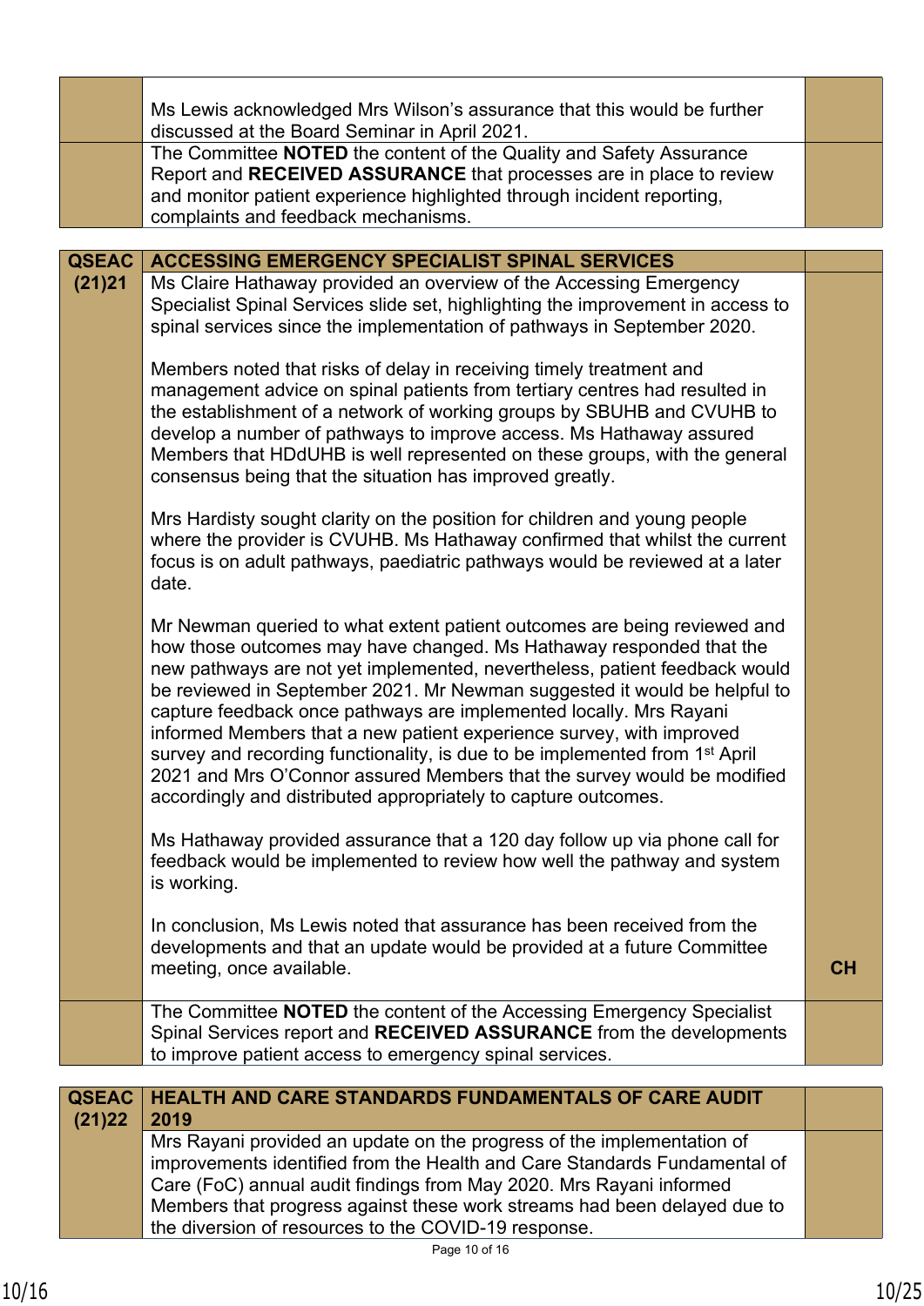| | | |
|---|---|---|
| | Ms Lewis acknowledged Mrs Wilson's assurance that this would be further discussed at the Board Seminar in April 2021. | |
| | The Committee **NOTED** the content of the Quality and Safety Assurance Report and **RECEIVED ASSURANCE** that processes are in place to review and monitor patient experience highlighted through incident reporting, complaints and feedback mechanisms. | |

| | | |
|---|---|---|
| **QSEAC (21)21** | **ACCESSING EMERGENCY SPECIALIST SPINAL SERVICES** | |
| | Ms Claire Hathaway provided an overview of the Accessing Emergency Specialist Spinal Services slide set, highlighting the improvement in access to spinal services since the implementation of pathways in September 2020.<br><br>Members noted that risks of delay in receiving timely treatment and management advice on spinal patients from tertiary centres had resulted in the establishment of a network of working groups by SBUHB and CVUHB to develop a number of pathways to improve access. Ms Hathaway assured Members that HDdUHB is well represented on these groups, with the general consensus being that the situation has improved greatly.<br><br>Mrs Hardisty sought clarity on the position for children and young people where the provider is CVUHB. Ms Hathaway confirmed that whilst the current focus is on adult pathways, paediatric pathways would be reviewed at a later date.<br><br>Mr Newman queried to what extent patient outcomes are being reviewed and how those outcomes may have changed. Ms Hathaway responded that the new pathways are not yet implemented, nevertheless, patient feedback would be reviewed in September 2021. Mr Newman suggested it would be helpful to capture feedback once pathways are implemented locally. Mrs Rayani informed Members that a new patient experience survey, with improved survey and recording functionality, is due to be implemented from 1st April 2021 and Mrs O'Connor assured Members that the survey would be modified accordingly and distributed appropriately to capture outcomes.<br><br>Ms Hathaway provided assurance that a 120 day follow up via phone call for feedback would be implemented to review how well the pathway and system is working.<br><br>In conclusion, Ms Lewis noted that assurance has been received from the developments and that an update would be provided at a future Committee meeting, once available. | **CH** |
| | The Committee **NOTED** the content of the Accessing Emergency Specialist Spinal Services report and **RECEIVED ASSURANCE** from the developments to improve patient access to emergency spinal services. | |

| | | |
|---|---|---|
| **QSEAC (21)22** | **HEALTH AND CARE STANDARDS FUNDAMENTALS OF CARE AUDIT 2019** | |
| | Mrs Rayani provided an update on the progress of the implementation of improvements identified from the Health and Care Standards Fundamental of Care (FoC) annual audit findings from May 2020. Mrs Rayani informed Members that progress against these work streams had been delayed due to the diversion of resources to the COVID-19 response. | |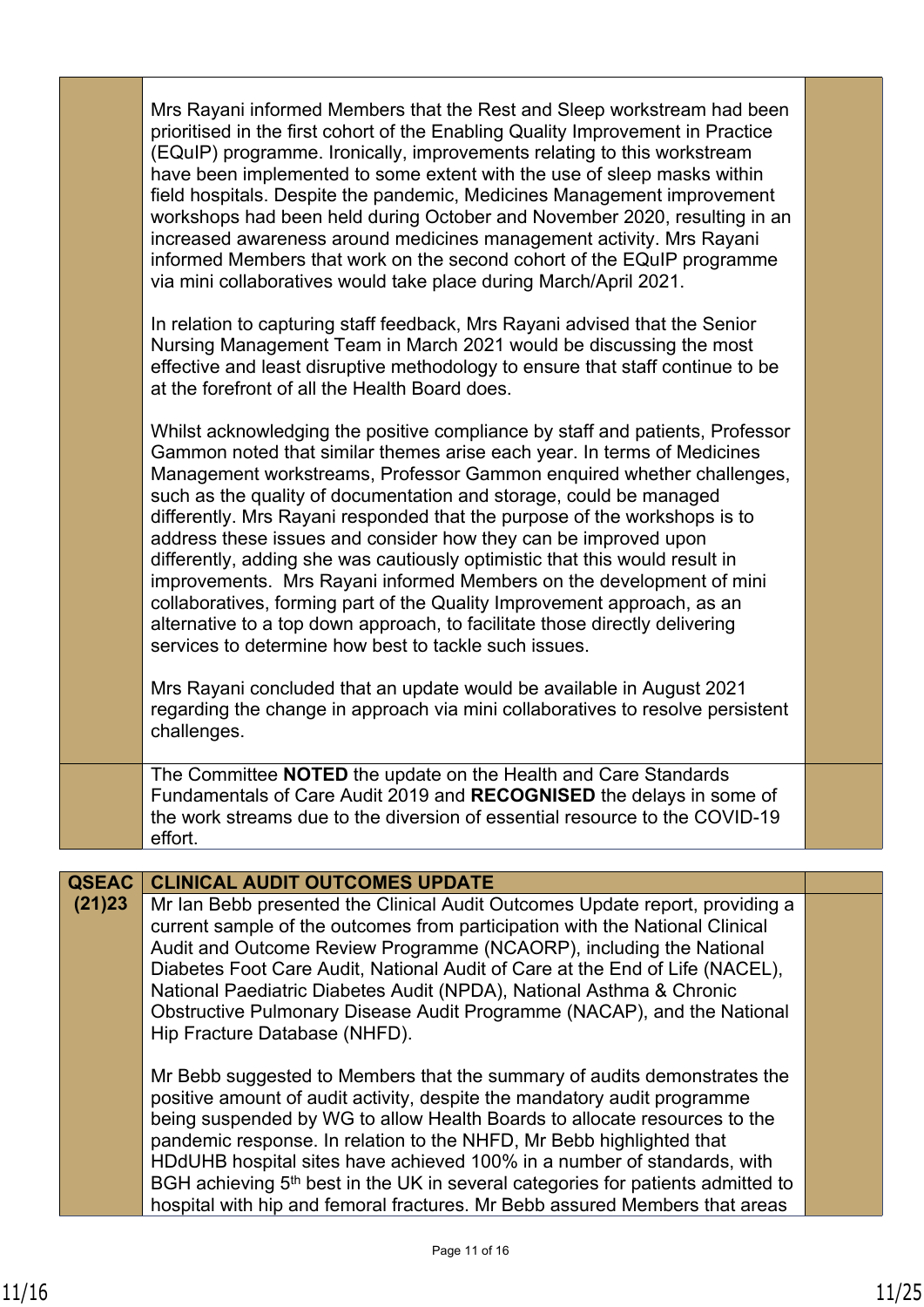Mrs Rayani informed Members that the Rest and Sleep workstream had been prioritised in the first cohort of the Enabling Quality Improvement in Practice (EQuIP) programme. Ironically, improvements relating to this workstream have been implemented to some extent with the use of sleep masks within field hospitals. Despite the pandemic, Medicines Management improvement workshops had been held during October and November 2020, resulting in an increased awareness around medicines management activity. Mrs Rayani informed Members that work on the second cohort of the EQuIP programme via mini collaboratives would take place during March/April 2021.

In relation to capturing staff feedback, Mrs Rayani advised that the Senior Nursing Management Team in March 2021 would be discussing the most effective and least disruptive methodology to ensure that staff continue to be at the forefront of all the Health Board does.

Whilst acknowledging the positive compliance by staff and patients, Professor Gammon noted that similar themes arise each year. In terms of Medicines Management workstreams, Professor Gammon enquired whether challenges, such as the quality of documentation and storage, could be managed differently. Mrs Rayani responded that the purpose of the workshops is to address these issues and consider how they can be improved upon differently, adding she was cautiously optimistic that this would result in improvements. Mrs Rayani informed Members on the development of mini collaboratives, forming part of the Quality Improvement approach, as an alternative to a top down approach, to facilitate those directly delivering services to determine how best to tackle such issues.

Mrs Rayani concluded that an update would be available in August 2021 regarding the change in approach via mini collaboratives to resolve persistent challenges.

The Committee **NOTED** the update on the Health and Care Standards Fundamentals of Care Audit 2019 and **RECOGNISED** the delays in some of the work streams due to the diversion of essential resource to the COVID-19 effort.

| | | |
|---|---|---|
| **QSEAC (21)23** | **CLINICAL AUDIT OUTCOMES UPDATE** | |
| | Mr Ian Bebb presented the Clinical Audit Outcomes Update report, providing a current sample of the outcomes from participation with the National Clinical Audit and Outcome Review Programme (NCAORP), including the National Diabetes Foot Care Audit, National Audit of Care at the End of Life (NACEL), National Paediatric Diabetes Audit (NPDA), National Asthma & Chronic Obstructive Pulmonary Disease Audit Programme (NACAP), and the National Hip Fracture Database (NHFD).<br><br>Mr Bebb suggested to Members that the summary of audits demonstrates the positive amount of audit activity, despite the mandatory audit programme being suspended by WG to allow Health Boards to allocate resources to the pandemic response. In relation to the NHFD, Mr Bebb highlighted that HDdUHB hospital sites have achieved 100% in a number of standards, with BGH achieving 5th best in the UK in several categories for patients admitted to hospital with hip and femoral fractures. Mr Bebb assured Members that areas | |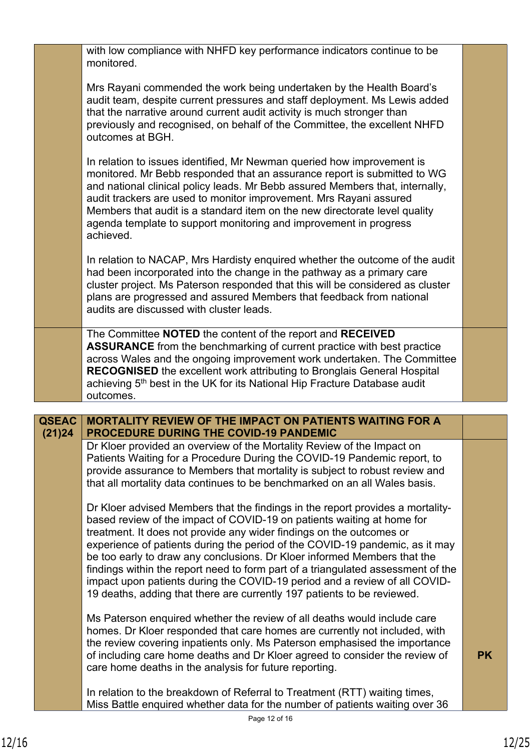| | | |
|---|---|---|
| | with low compliance with NHFD key performance indicators continue to be monitored.<br><br>Mrs Rayani commended the work being undertaken by the Health Board's audit team, despite current pressures and staff deployment. Ms Lewis added that the narrative around current audit activity is much stronger than previously and recognised, on behalf of the Committee, the excellent NHFD outcomes at BGH.<br><br>In relation to issues identified, Mr Newman queried how improvement is monitored. Mr Bebb responded that an assurance report is submitted to WG and national clinical policy leads. Mr Bebb assured Members that, internally, audit trackers are used to monitor improvement. Mrs Rayani assured Members that audit is a standard item on the new directorate level quality agenda template to support monitoring and improvement in progress achieved.<br><br>In relation to NACAP, Mrs Hardisty enquired whether the outcome of the audit had been incorporated into the change in the pathway as a primary care cluster project. Ms Paterson responded that this will be considered as cluster plans are progressed and assured Members that feedback from national audits are discussed with cluster leads. | |
| | The Committee **NOTED** the content of the report and **RECEIVED ASSURANCE** from the benchmarking of current practice with best practice across Wales and the ongoing improvement work undertaken. The Committee **RECOGNISED** the excellent work attributing to Bronglais General Hospital achieving 5th best in the UK for its National Hip Fracture Database audit outcomes. | |

| | | |
|---|---|---|
| **QSEAC (21)24** | **MORTALITY REVIEW OF THE IMPACT ON PATIENTS WAITING FOR A PROCEDURE DURING THE COVID-19 PANDEMIC** | |
| | Dr Kloer provided an overview of the Mortality Review of the Impact on Patients Waiting for a Procedure During the COVID-19 Pandemic report, to provide assurance to Members that mortality is subject to robust review and that all mortality data continues to be benchmarked on an all Wales basis.<br><br>Dr Kloer advised Members that the findings in the report provides a mortality-based review of the impact of COVID-19 on patients waiting at home for treatment. It does not provide any wider findings on the outcomes or experience of patients during the period of the COVID-19 pandemic, as it may be too early to draw any conclusions. Dr Kloer informed Members that the findings within the report need to form part of a triangulated assessment of the impact upon patients during the COVID-19 period and a review of all COVID-19 deaths, adding that there are currently 197 patients to be reviewed.<br><br>Ms Paterson enquired whether the review of all deaths would include care homes. Dr Kloer responded that care homes are currently not included, with the review covering inpatients only. Ms Paterson emphasised the importance of including care home deaths and Dr Kloer agreed to consider the review of care home deaths in the analysis for future reporting.<br><br>In relation to the breakdown of Referral to Treatment (RTT) waiting times, Miss Battle enquired whether data for the number of patients waiting over 36 | **PK** |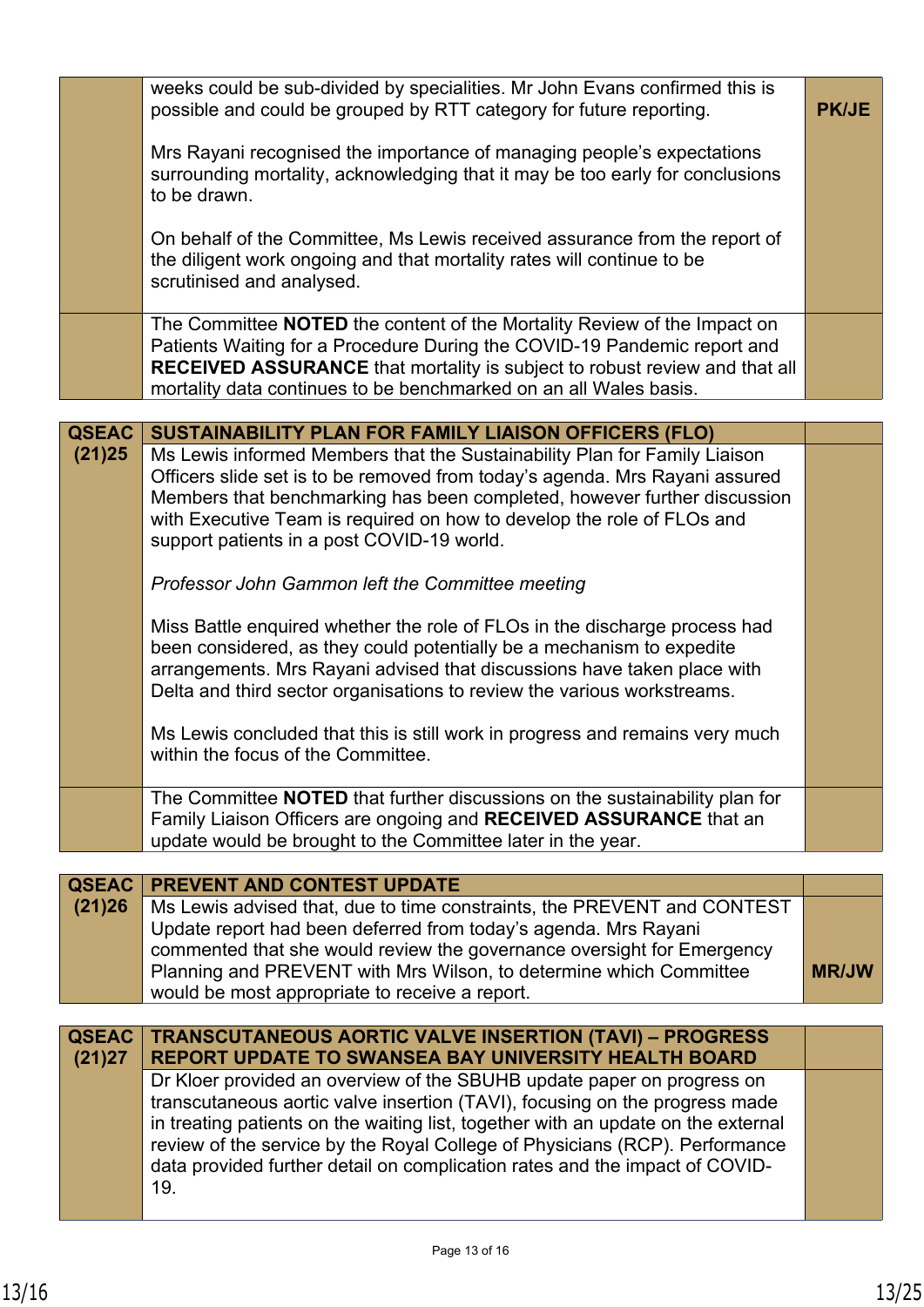| | | |
|---|---|---|
| | weeks could be sub-divided by specialities. Mr John Evans confirmed this is possible and could be grouped by RTT category for future reporting.<br><br>Mrs Rayani recognised the importance of managing people's expectations surrounding mortality, acknowledging that it may be too early for conclusions to be drawn.<br><br>On behalf of the Committee, Ms Lewis received assurance from the report of the diligent work ongoing and that mortality rates will continue to be scrutinised and analysed. | **PK/JE** |
| | The Committee **NOTED** the content of the Mortality Review of the Impact on Patients Waiting for a Procedure During the COVID-19 Pandemic report and **RECEIVED ASSURANCE** that mortality is subject to robust review and that all mortality data continues to be benchmarked on an all Wales basis. | |

| | | |
|---|---|---|
| **QSEAC (21)25** | **SUSTAINABILITY PLAN FOR FAMILY LIAISON OFFICERS (FLO)** | |
| | Ms Lewis informed Members that the Sustainability Plan for Family Liaison Officers slide set is to be removed from today's agenda. Mrs Rayani assured Members that benchmarking has been completed, however further discussion with Executive Team is required on how to develop the role of FLOs and support patients in a post COVID-19 world.<br><br>*Professor John Gammon left the Committee meeting*<br><br>Miss Battle enquired whether the role of FLOs in the discharge process had been considered, as they could potentially be a mechanism to expedite arrangements. Mrs Rayani advised that discussions have taken place with Delta and third sector organisations to review the various workstreams.<br><br>Ms Lewis concluded that this is still work in progress and remains very much within the focus of the Committee. | |
| | The Committee **NOTED** that further discussions on the sustainability plan for Family Liaison Officers are ongoing and **RECEIVED ASSURANCE** that an update would be brought to the Committee later in the year. | |

| | | |
|---|---|---|
| **QSEAC (21)26** | **PREVENT AND CONTEST UPDATE** | |
| | Ms Lewis advised that, due to time constraints, the PREVENT and CONTEST Update report had been deferred from today's agenda. Mrs Rayani commented that she would review the governance oversight for Emergency Planning and PREVENT with Mrs Wilson, to determine which Committee would be most appropriate to receive a report. | **MR/JW** |

| | | |
|---|---|---|
| **QSEAC (21)27** | **TRANSCUTANEOUS AORTIC VALVE INSERTION (TAVI) – PROGRESS REPORT UPDATE TO SWANSEA BAY UNIVERSITY HEALTH BOARD** | |
| | Dr Kloer provided an overview of the SBUHB update paper on progress on transcutaneous aortic valve insertion (TAVI), focusing on the progress made in treating patients on the waiting list, together with an update on the external review of the service by the Royal College of Physicians (RCP). Performance data provided further detail on complication rates and the impact of COVID-19. | |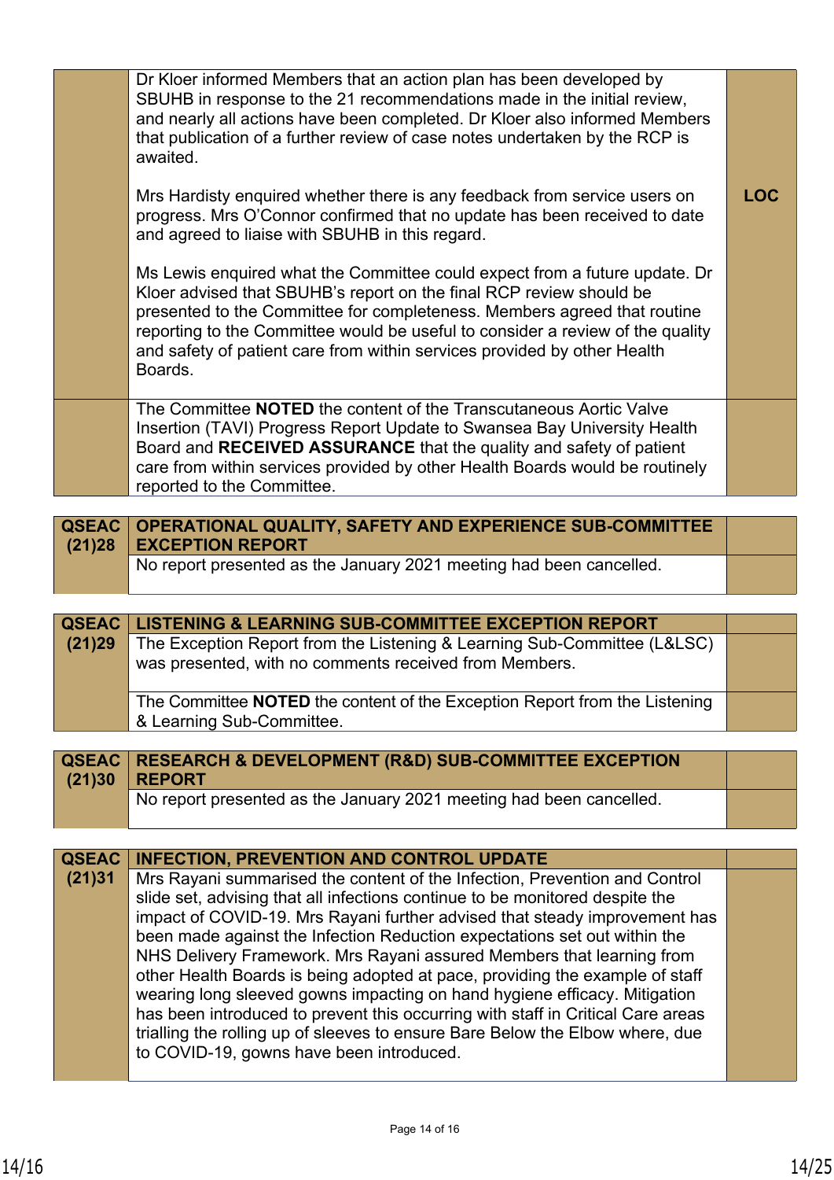| | | |
|---|---|---|
| | Dr Kloer informed Members that an action plan has been developed by SBUHB in response to the 21 recommendations made in the initial review, and nearly all actions have been completed. Dr Kloer also informed Members that publication of a further review of case notes undertaken by the RCP is awaited.<br><br>Mrs Hardisty enquired whether there is any feedback from service users on progress. Mrs O'Connor confirmed that no update has been received to date and agreed to liaise with SBUHB in this regard.<br><br>Ms Lewis enquired what the Committee could expect from a future update. Dr Kloer advised that SBUHB's report on the final RCP review should be presented to the Committee for completeness. Members agreed that routine reporting to the Committee would be useful to consider a review of the quality and safety of patient care from within services provided by other Health Boards. | **LOC** |
| | The Committee **NOTED** the content of the Transcutaneous Aortic Valve Insertion (TAVI) Progress Report Update to Swansea Bay University Health Board and **RECEIVED ASSURANCE** that the quality and safety of patient care from within services provided by other Health Boards would be routinely reported to the Committee. | |

| | | |
|---|---|---|
| **QSEAC (21)28** | **OPERATIONAL QUALITY, SAFETY AND EXPERIENCE SUB-COMMITTEE EXCEPTION REPORT** | |
| | No report presented as the January 2021 meeting had been cancelled. | |

| | | |
|---|---|---|
| **QSEAC (21)29** | **LISTENING & LEARNING SUB-COMMITTEE EXCEPTION REPORT** | |
| | The Exception Report from the Listening & Learning Sub-Committee (L&LSC) was presented, with no comments received from Members. | |
| | The Committee **NOTED** the content of the Exception Report from the Listening & Learning Sub-Committee. | |

| | | |
|---|---|---|
| **QSEAC (21)30** | **RESEARCH & DEVELOPMENT (R&D) SUB-COMMITTEE EXCEPTION REPORT** | |
| | No report presented as the January 2021 meeting had been cancelled. | |

| | | |
|---|---|---|
| **QSEAC (21)31** | **INFECTION, PREVENTION AND CONTROL UPDATE** | |
| | Mrs Rayani summarised the content of the Infection, Prevention and Control slide set, advising that all infections continue to be monitored despite the impact of COVID-19. Mrs Rayani further advised that steady improvement has been made against the Infection Reduction expectations set out within the NHS Delivery Framework. Mrs Rayani assured Members that learning from other Health Boards is being adopted at pace, providing the example of staff wearing long sleeved gowns impacting on hand hygiene efficacy. Mitigation has been introduced to prevent this occurring with staff in Critical Care areas trialling the rolling up of sleeves to ensure Bare Below the Elbow where, due to COVID-19, gowns have been introduced. | |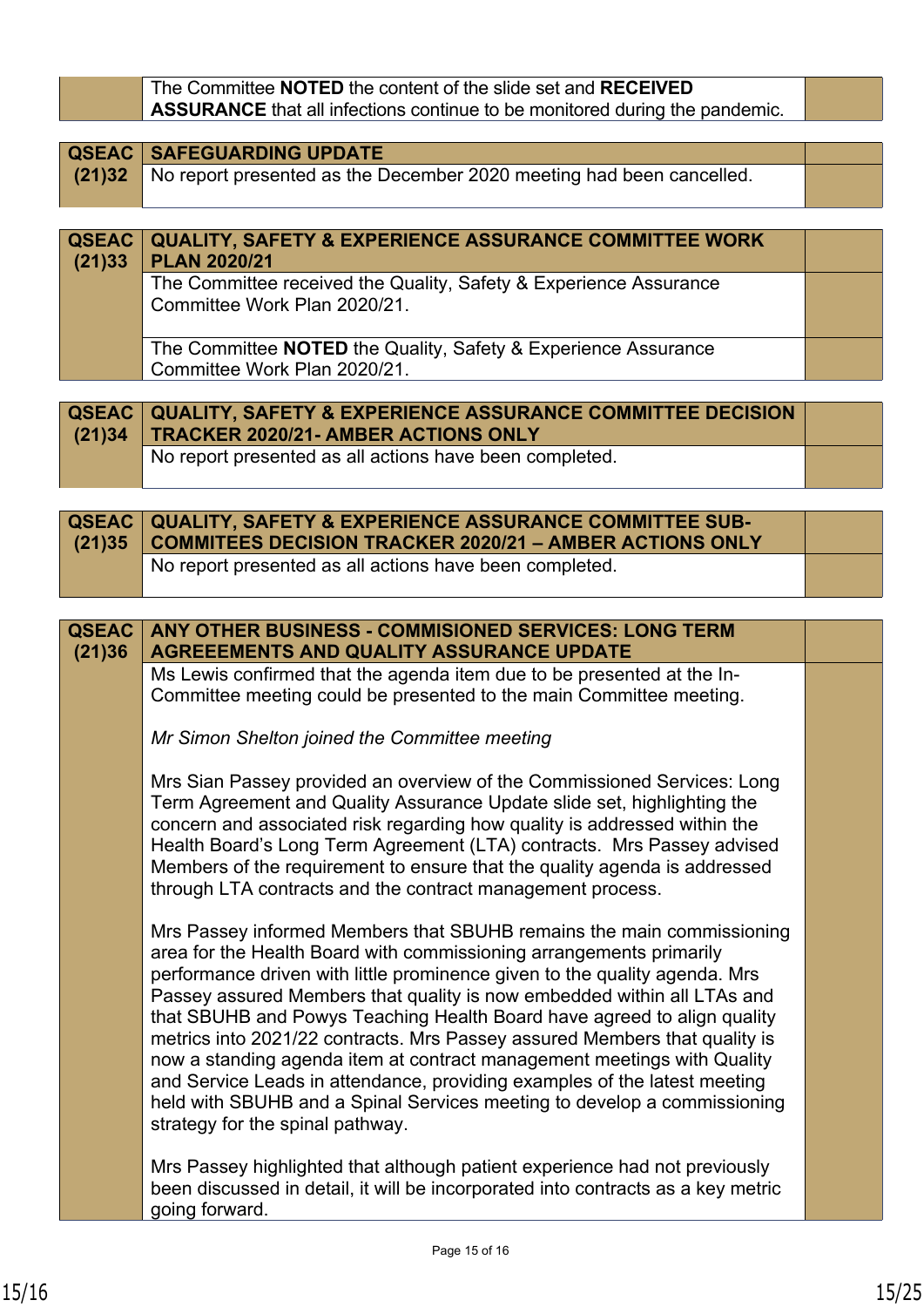| | | |
|---|---|---|
| | The Committee **NOTED** the content of the slide set and **RECEIVED ASSURANCE** that all infections continue to be monitored during the pandemic. | |

| | | |
|---|---|---|
| **QSEAC (21)32** | **SAFEGUARDING UPDATE** | |
| | No report presented as the December 2020 meeting had been cancelled. | |

| | | |
|---|---|---|
| **QSEAC (21)33** | **QUALITY, SAFETY & EXPERIENCE ASSURANCE COMMITTEE WORK PLAN 2020/21** | |
| | The Committee received the Quality, Safety & Experience Assurance Committee Work Plan 2020/21. | |
| | The Committee **NOTED** the Quality, Safety & Experience Assurance Committee Work Plan 2020/21. | |

| | | |
|---|---|---|
| **QSEAC (21)34** | **QUALITY, SAFETY & EXPERIENCE ASSURANCE COMMITTEE DECISION TRACKER 2020/21- AMBER ACTIONS ONLY** | |
| | No report presented as all actions have been completed. | |

| | | |
|---|---|---|
| **QSEAC (21)35** | **QUALITY, SAFETY & EXPERIENCE ASSURANCE COMMITTEE SUB-COMMITEES DECISION TRACKER 2020/21 – AMBER ACTIONS ONLY** | |
| | No report presented as all actions have been completed. | |

| | | |
|---|---|---|
| **QSEAC (21)36** | **ANY OTHER BUSINESS - COMMISIONED SERVICES: LONG TERM AGREEEMENTS AND QUALITY ASSURANCE UPDATE** | |
| | Ms Lewis confirmed that the agenda item due to be presented at the In-Committee meeting could be presented to the main Committee meeting.<br><br>*Mr Simon Shelton joined the Committee meeting*<br><br>Mrs Sian Passey provided an overview of the Commissioned Services: Long Term Agreement and Quality Assurance Update slide set, highlighting the concern and associated risk regarding how quality is addressed within the Health Board's Long Term Agreement (LTA) contracts. Mrs Passey advised Members of the requirement to ensure that the quality agenda is addressed through LTA contracts and the contract management process.<br><br>Mrs Passey informed Members that SBUHB remains the main commissioning area for the Health Board with commissioning arrangements primarily performance driven with little prominence given to the quality agenda. Mrs Passey assured Members that quality is now embedded within all LTAs and that SBUHB and Powys Teaching Health Board have agreed to align quality metrics into 2021/22 contracts. Mrs Passey assured Members that quality is now a standing agenda item at contract management meetings with Quality and Service Leads in attendance, providing examples of the latest meeting held with SBUHB and a Spinal Services meeting to develop a commissioning strategy for the spinal pathway.<br><br>Mrs Passey highlighted that although patient experience had not previously been discussed in detail, it will be incorporated into contracts as a key metric going forward. | |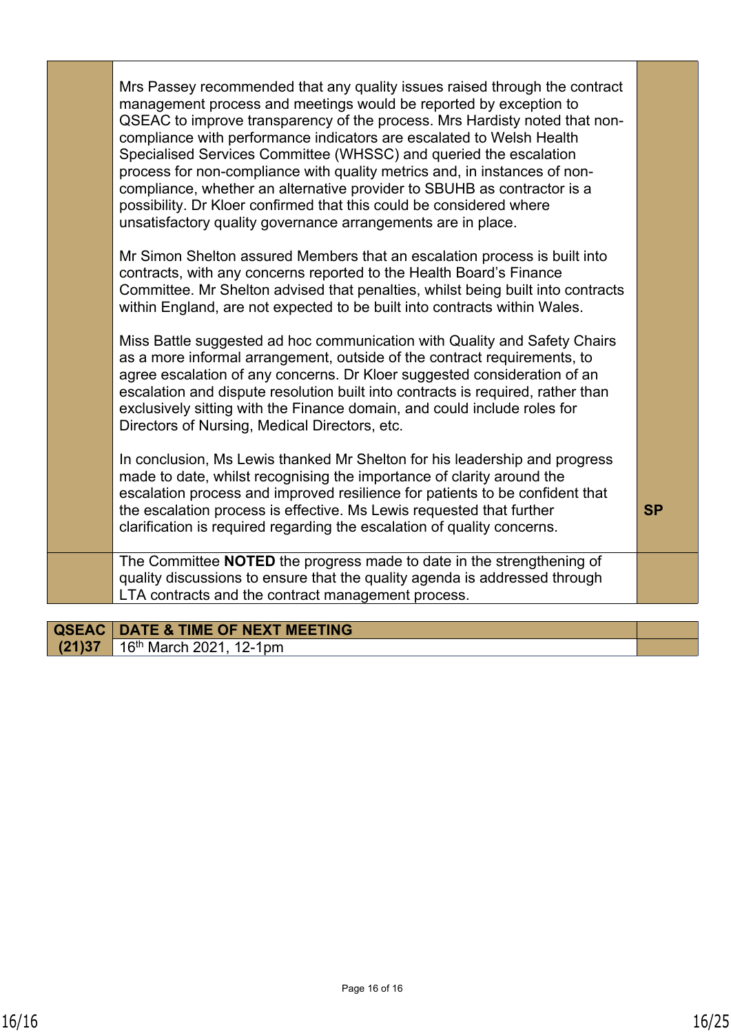| | | |
|---|---|---|
| | Mrs Passey recommended that any quality issues raised through the contract management process and meetings would be reported by exception to QSEAC to improve transparency of the process. Mrs Hardisty noted that non-compliance with performance indicators are escalated to Welsh Health Specialised Services Committee (WHSSC) and queried the escalation process for non-compliance with quality metrics and, in instances of non-compliance, whether an alternative provider to SBUHB as contractor is a possibility. Dr Kloer confirmed that this could be considered where unsatisfactory quality governance arrangements are in place.<br><br>Mr Simon Shelton assured Members that an escalation process is built into contracts, with any concerns reported to the Health Board's Finance Committee. Mr Shelton advised that penalties, whilst being built into contracts within England, are not expected to be built into contracts within Wales.<br><br>Miss Battle suggested ad hoc communication with Quality and Safety Chairs as a more informal arrangement, outside of the contract requirements, to agree escalation of any concerns. Dr Kloer suggested consideration of an escalation and dispute resolution built into contracts is required, rather than exclusively sitting with the Finance domain, and could include roles for Directors of Nursing, Medical Directors, etc.<br><br>In conclusion, Ms Lewis thanked Mr Shelton for his leadership and progress made to date, whilst recognising the importance of clarity around the escalation process and improved resilience for patients to be confident that the escalation process is effective. Ms Lewis requested that further clarification is required regarding the escalation of quality concerns. | **SP** |
| | The Committee **NOTED** the progress made to date in the strengthening of quality discussions to ensure that the quality agenda is addressed through LTA contracts and the contract management process. | |

| **QSEAC (21)37** | **DATE & TIME OF NEXT MEETING** | |
|---|---|---|
| | 16th March 2021, 12-1pm | |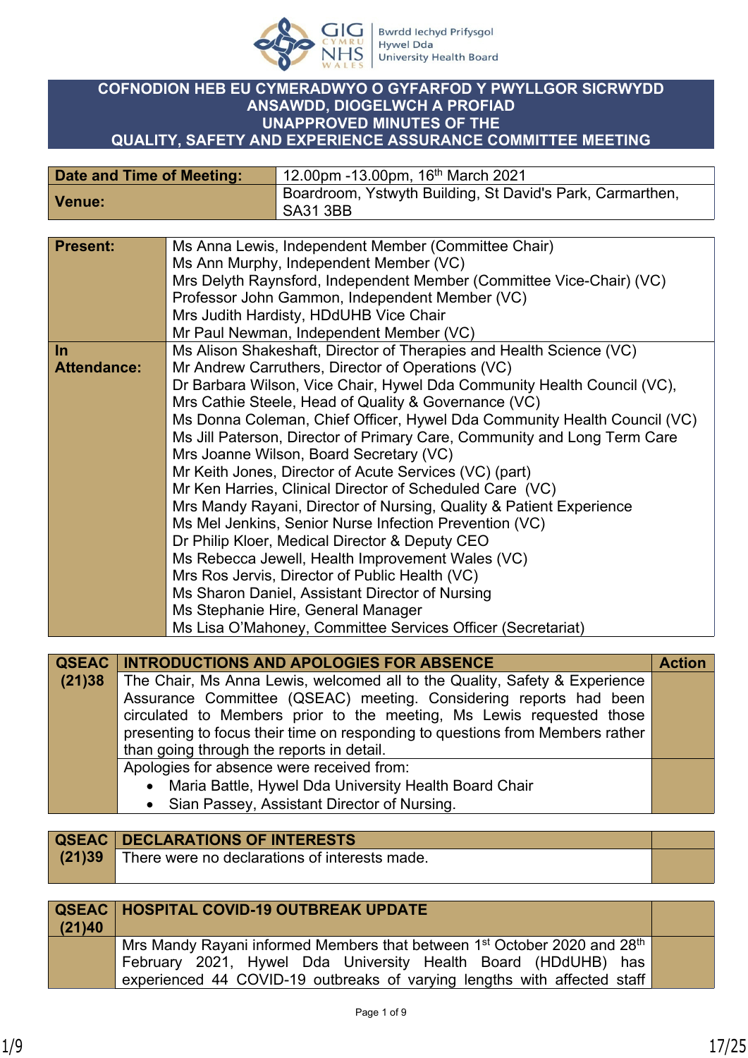**COFNODION HEB EU CYMERADWYO O GYFARFOD Y PWYLLGOR SICRWYDD ANSAWDD, DIOGELWCH A PROFIAD**
**UNAPPROVED MINUTES OF THE**
**QUALITY, SAFETY AND EXPERIENCE ASSURANCE COMMITTEE MEETING**

| | |
|---|---|
| **Date and Time of Meeting:** | 12.00pm -13.00pm, 16th March 2021 |
| **Venue:** | Boardroom, Ystwyth Building, St David's Park, Carmarthen, SA31 3BB |

| | |
|---|---|
| **Present:** | Ms Anna Lewis, Independent Member (Committee Chair)<br>Ms Ann Murphy, Independent Member (VC)<br>Mrs Delyth Raynsford, Independent Member (Committee Vice-Chair) (VC)<br>Professor John Gammon, Independent Member (VC)<br>Mrs Judith Hardisty, HDdUHB Vice Chair<br>Mr Paul Newman, Independent Member (VC) |
| **In Attendance:** | Ms Alison Shakeshaft, Director of Therapies and Health Science (VC)<br>Mr Andrew Carruthers, Director of Operations (VC)<br>Dr Barbara Wilson, Vice Chair, Hywel Dda Community Health Council (VC),<br>Mrs Cathie Steele, Head of Quality & Governance (VC)<br>Ms Donna Coleman, Chief Officer, Hywel Dda Community Health Council (VC)<br>Ms Jill Paterson, Director of Primary Care, Community and Long Term Care<br>Mrs Joanne Wilson, Board Secretary (VC)<br>Mr Keith Jones, Director of Acute Services (VC) (part)<br>Mr Ken Harries, Clinical Director of Scheduled Care (VC)<br>Mrs Mandy Rayani, Director of Nursing, Quality & Patient Experience<br>Ms Mel Jenkins, Senior Nurse Infection Prevention (VC)<br>Dr Philip Kloer, Medical Director & Deputy CEO<br>Ms Rebecca Jewell, Health Improvement Wales (VC)<br>Mrs Ros Jervis, Director of Public Health (VC)<br>Ms Sharon Daniel, Assistant Director of Nursing<br>Ms Stephanie Hire, General Manager<br>Ms Lisa O'Mahoney, Committee Services Officer (Secretariat) |

| **QSEAC (21)38** | **INTRODUCTIONS AND APOLOGIES FOR ABSENCE** | **Action** |
|---|---|---|
| | The Chair, Ms Anna Lewis, welcomed all to the Quality, Safety & Experience Assurance Committee (QSEAC) meeting. Considering reports had been circulated to Members prior to the meeting, Ms Lewis requested those presenting to focus their time on responding to questions from Members rather than going through the reports in detail. | |
| | Apologies for absence were received from:<br>• Maria Battle, Hywel Dda University Health Board Chair<br>• Sian Passey, Assistant Director of Nursing. | |

| **QSEAC (21)39** | **DECLARATIONS OF INTERESTS** | |
|---|---|---|
| | There were no declarations of interests made. | |

| **QSEAC (21)40** | **HOSPITAL COVID-19 OUTBREAK UPDATE** | |
|---|---|---|
| | Mrs Mandy Rayani informed Members that between 1st October 2020 and 28th February 2021, Hywel Dda University Health Board (HDdUHB) has experienced 44 COVID-19 outbreaks of varying lengths with affected staff | |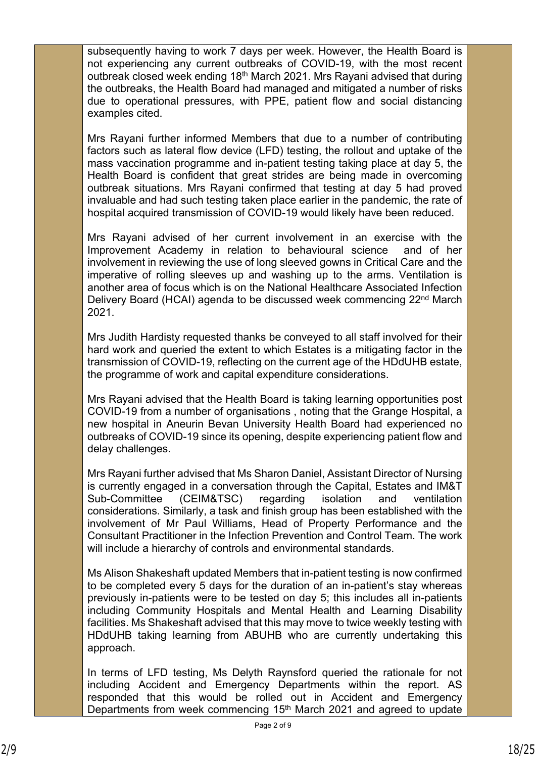subsequently having to work 7 days per week. However, the Health Board is not experiencing any current outbreaks of COVID-19, with the most recent outbreak closed week ending 18th March 2021. Mrs Rayani advised that during the outbreaks, the Health Board had managed and mitigated a number of risks due to operational pressures, with PPE, patient flow and social distancing examples cited.

Mrs Rayani further informed Members that due to a number of contributing factors such as lateral flow device (LFD) testing, the rollout and uptake of the mass vaccination programme and in-patient testing taking place at day 5, the Health Board is confident that great strides are being made in overcoming outbreak situations. Mrs Rayani confirmed that testing at day 5 had proved invaluable and had such testing taken place earlier in the pandemic, the rate of hospital acquired transmission of COVID-19 would likely have been reduced.

Mrs Rayani advised of her current involvement in an exercise with the Improvement Academy in relation to behavioural science and of her involvement in reviewing the use of long sleeved gowns in Critical Care and the imperative of rolling sleeves up and washing up to the arms. Ventilation is another area of focus which is on the National Healthcare Associated Infection Delivery Board (HCAI) agenda to be discussed week commencing 22nd March 2021.

Mrs Judith Hardisty requested thanks be conveyed to all staff involved for their hard work and queried the extent to which Estates is a mitigating factor in the transmission of COVID-19, reflecting on the current age of the HDdUHB estate, the programme of work and capital expenditure considerations.

Mrs Rayani advised that the Health Board is taking learning opportunities post COVID-19 from a number of organisations , noting that the Grange Hospital, a new hospital in Aneurin Bevan University Health Board had experienced no outbreaks of COVID-19 since its opening, despite experiencing patient flow and delay challenges.

Mrs Rayani further advised that Ms Sharon Daniel, Assistant Director of Nursing is currently engaged in a conversation through the Capital, Estates and IM&T Sub-Committee (CEIM&TSC) regarding isolation and ventilation considerations. Similarly, a task and finish group has been established with the involvement of Mr Paul Williams, Head of Property Performance and the Consultant Practitioner in the Infection Prevention and Control Team. The work will include a hierarchy of controls and environmental standards.

Ms Alison Shakeshaft updated Members that in-patient testing is now confirmed to be completed every 5 days for the duration of an in-patient's stay whereas previously in-patients were to be tested on day 5; this includes all in-patients including Community Hospitals and Mental Health and Learning Disability facilities. Ms Shakeshaft advised that this may move to twice weekly testing with HDdUHB taking learning from ABUHB who are currently undertaking this approach.

In terms of LFD testing, Ms Delyth Raynsford queried the rationale for not including Accident and Emergency Departments within the report. AS responded that this would be rolled out in Accident and Emergency Departments from week commencing 15th March 2021 and agreed to update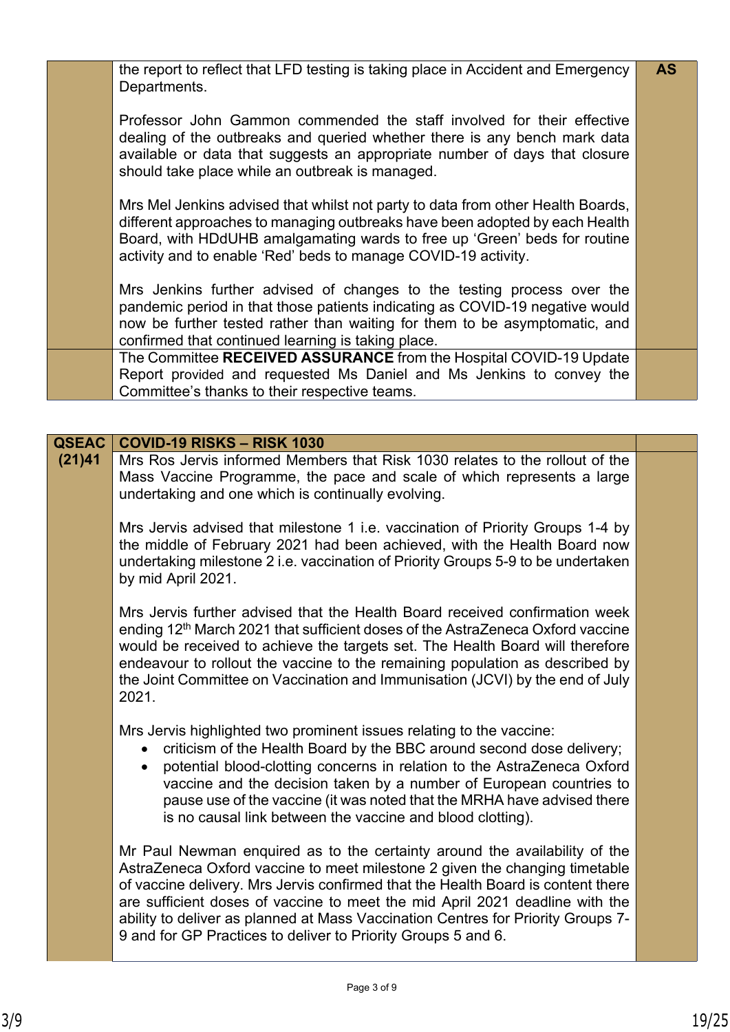| | | |
|---|---|---|
| | the report to reflect that LFD testing is taking place in Accident and Emergency Departments.<br><br>Professor John Gammon commended the staff involved for their effective dealing of the outbreaks and queried whether there is any bench mark data available or data that suggests an appropriate number of days that closure should take place while an outbreak is managed.<br><br>Mrs Mel Jenkins advised that whilst not party to data from other Health Boards, different approaches to managing outbreaks have been adopted by each Health Board, with HDdUHB amalgamating wards to free up 'Green' beds for routine activity and to enable 'Red' beds to manage COVID-19 activity.<br><br>Mrs Jenkins further advised of changes to the testing process over the pandemic period in that those patients indicating as COVID-19 negative would now be further tested rather than waiting for them to be asymptomatic, and confirmed that continued learning is taking place. | **AS** |
| | The Committee **RECEIVED ASSURANCE** from the Hospital COVID-19 Update Report provided and requested Ms Daniel and Ms Jenkins to convey the Committee's thanks to their respective teams. | |

| | | |
|---|---|---|
| **QSEAC (21)41** | **COVID-19 RISKS – RISK 1030** | |
| | Mrs Ros Jervis informed Members that Risk 1030 relates to the rollout of the Mass Vaccine Programme, the pace and scale of which represents a large undertaking and one which is continually evolving.<br><br>Mrs Jervis advised that milestone 1 i.e. vaccination of Priority Groups 1-4 by the middle of February 2021 had been achieved, with the Health Board now undertaking milestone 2 i.e. vaccination of Priority Groups 5-9 to be undertaken by mid April 2021.<br><br>Mrs Jervis further advised that the Health Board received confirmation week ending 12th March 2021 that sufficient doses of the AstraZeneca Oxford vaccine would be received to achieve the targets set. The Health Board will therefore endeavour to rollout the vaccine to the remaining population as described by the Joint Committee on Vaccination and Immunisation (JCVI) by the end of July 2021.<br><br>Mrs Jervis highlighted two prominent issues relating to the vaccine:<br>• criticism of the Health Board by the BBC around second dose delivery;<br>• potential blood-clotting concerns in relation to the AstraZeneca Oxford vaccine and the decision taken by a number of European countries to pause use of the vaccine (it was noted that the MRHA have advised there is no causal link between the vaccine and blood clotting).<br><br>Mr Paul Newman enquired as to the certainty around the availability of the AstraZeneca Oxford vaccine to meet milestone 2 given the changing timetable of vaccine delivery. Mrs Jervis confirmed that the Health Board is content there are sufficient doses of vaccine to meet the mid April 2021 deadline with the ability to deliver as planned at Mass Vaccination Centres for Priority Groups 7-9 and for GP Practices to deliver to Priority Groups 5 and 6. | |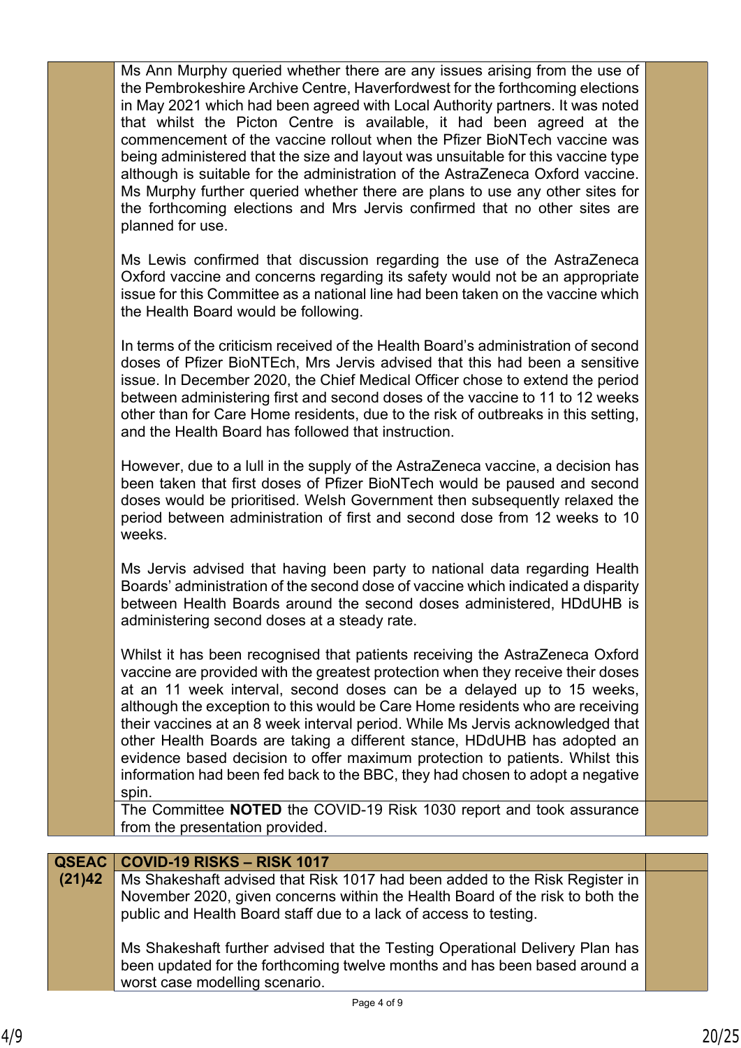| | | |
|---|---|---|
| | Ms Ann Murphy queried whether there are any issues arising from the use of the Pembrokeshire Archive Centre, Haverfordwest for the forthcoming elections in May 2021 which had been agreed with Local Authority partners. It was noted that whilst the Picton Centre is available, it had been agreed at the commencement of the vaccine rollout when the Pfizer BioNTech vaccine was being administered that the size and layout was unsuitable for this vaccine type although is suitable for the administration of the AstraZeneca Oxford vaccine. Ms Murphy further queried whether there are plans to use any other sites for the forthcoming elections and Mrs Jervis confirmed that no other sites are planned for use.<br><br>Ms Lewis confirmed that discussion regarding the use of the AstraZeneca Oxford vaccine and concerns regarding its safety would not be an appropriate issue for this Committee as a national line had been taken on the vaccine which the Health Board would be following.<br><br>In terms of the criticism received of the Health Board's administration of second doses of Pfizer BioNTEch, Mrs Jervis advised that this had been a sensitive issue. In December 2020, the Chief Medical Officer chose to extend the period between administering first and second doses of the vaccine to 11 to 12 weeks other than for Care Home residents, due to the risk of outbreaks in this setting, and the Health Board has followed that instruction.<br><br>However, due to a lull in the supply of the AstraZeneca vaccine, a decision has been taken that first doses of Pfizer BioNTech would be paused and second doses would be prioritised. Welsh Government then subsequently relaxed the period between administration of first and second dose from 12 weeks to 10 weeks.<br><br>Ms Jervis advised that having been party to national data regarding Health Boards' administration of the second dose of vaccine which indicated a disparity between Health Boards around the second doses administered, HDdUHB is administering second doses at a steady rate.<br><br>Whilst it has been recognised that patients receiving the AstraZeneca Oxford vaccine are provided with the greatest protection when they receive their doses at an 11 week interval, second doses can be a delayed up to 15 weeks, although the exception to this would be Care Home residents who are receiving their vaccines at an 8 week interval period. While Ms Jervis acknowledged that other Health Boards are taking a different stance, HDdUHB has adopted an evidence based decision to offer maximum protection to patients. Whilst this information had been fed back to the BBC, they had chosen to adopt a negative spin. | |
| | The Committee **NOTED** the COVID-19 Risk 1030 report and took assurance from the presentation provided. | |

| | | |
|---|---|---|
| **QSEAC (21)42** | **COVID-19 RISKS – RISK 1017** | |
| | Ms Shakeshaft advised that Risk 1017 had been added to the Risk Register in November 2020, given concerns within the Health Board of the risk to both the public and Health Board staff due to a lack of access to testing.<br><br>Ms Shakeshaft further advised that the Testing Operational Delivery Plan has been updated for the forthcoming twelve months and has been based around a worst case modelling scenario. | |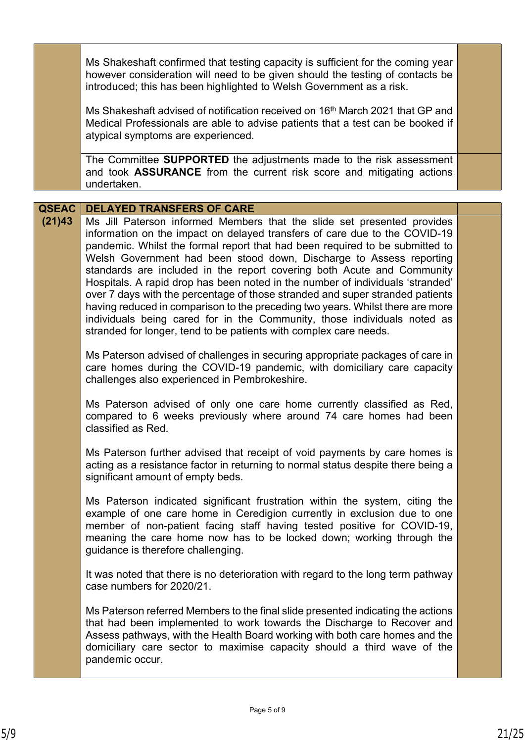| | | |
|---|---|---|
| | Ms Shakeshaft confirmed that testing capacity is sufficient for the coming year however consideration will need to be given should the testing of contacts be introduced; this has been highlighted to Welsh Government as a risk.<br><br>Ms Shakeshaft advised of notification received on 16th March 2021 that GP and Medical Professionals are able to advise patients that a test can be booked if atypical symptoms are experienced. | |
| | The Committee **SUPPORTED** the adjustments made to the risk assessment and took **ASSURANCE** from the current risk score and mitigating actions undertaken. | |

| | | |
|---|---|---|
| **QSEAC (21)43** | **DELAYED TRANSFERS OF CARE** | |
| | Ms Jill Paterson informed Members that the slide set presented provides information on the impact on delayed transfers of care due to the COVID-19 pandemic. Whilst the formal report that had been required to be submitted to Welsh Government had been stood down, Discharge to Assess reporting standards are included in the report covering both Acute and Community Hospitals. A rapid drop has been noted in the number of individuals 'stranded' over 7 days with the percentage of those stranded and super stranded patients having reduced in comparison to the preceding two years. Whilst there are more individuals being cared for in the Community, those individuals noted as stranded for longer, tend to be patients with complex care needs.<br><br>Ms Paterson advised of challenges in securing appropriate packages of care in care homes during the COVID-19 pandemic, with domiciliary care capacity challenges also experienced in Pembrokeshire.<br><br>Ms Paterson advised of only one care home currently classified as Red, compared to 6 weeks previously where around 74 care homes had been classified as Red.<br><br>Ms Paterson further advised that receipt of void payments by care homes is acting as a resistance factor in returning to normal status despite there being a significant amount of empty beds.<br><br>Ms Paterson indicated significant frustration within the system, citing the example of one care home in Ceredigion currently in exclusion due to one member of non-patient facing staff having tested positive for COVID-19, meaning the care home now has to be locked down; working through the guidance is therefore challenging.<br><br>It was noted that there is no deterioration with regard to the long term pathway case numbers for 2020/21.<br><br>Ms Paterson referred Members to the final slide presented indicating the actions that had been implemented to work towards the Discharge to Recover and Assess pathways, with the Health Board working with both care homes and the domiciliary care sector to maximise capacity should a third wave of the pandemic occur. | |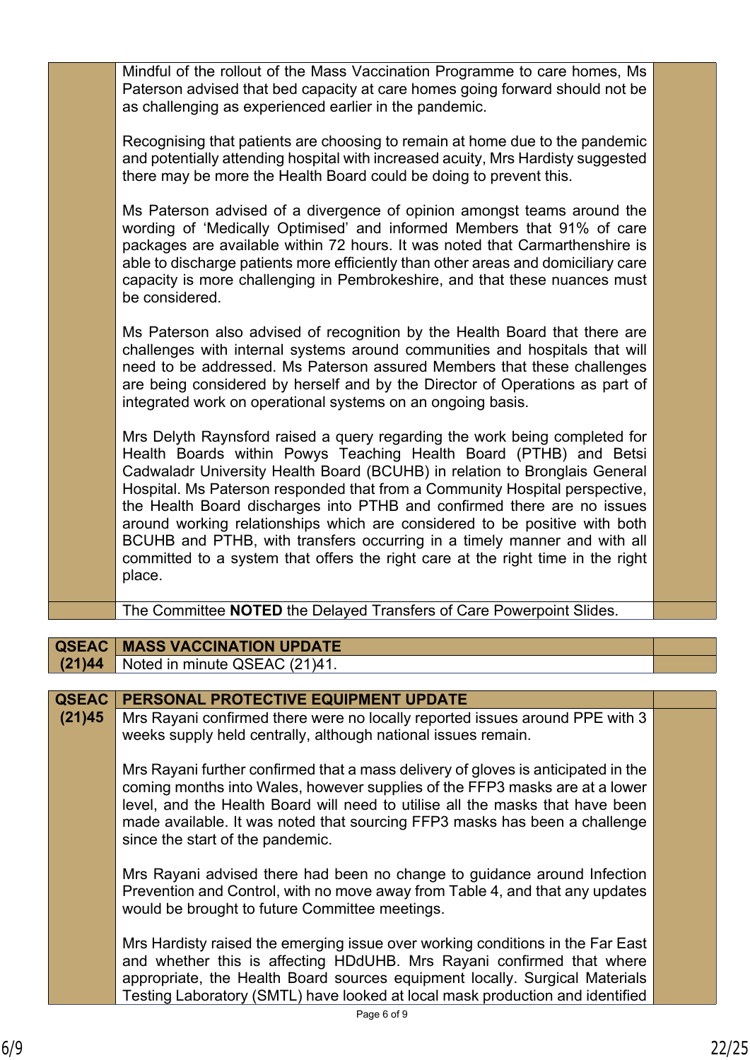| | | |
|---|---|---|
| | Mindful of the rollout of the Mass Vaccination Programme to care homes, Ms Paterson advised that bed capacity at care homes going forward should not be as challenging as experienced earlier in the pandemic.<br><br>Recognising that patients are choosing to remain at home due to the pandemic and potentially attending hospital with increased acuity, Mrs Hardisty suggested there may be more the Health Board could be doing to prevent this.<br><br>Ms Paterson advised of a divergence of opinion amongst teams around the wording of 'Medically Optimised' and informed Members that 91% of care packages are available within 72 hours. It was noted that Carmarthenshire is able to discharge patients more efficiently than other areas and domiciliary care capacity is more challenging in Pembrokeshire, and that these nuances must be considered.<br><br>Ms Paterson also advised of recognition by the Health Board that there are challenges with internal systems around communities and hospitals that will need to be addressed. Ms Paterson assured Members that these challenges are being considered by herself and by the Director of Operations as part of integrated work on operational systems on an ongoing basis.<br><br>Mrs Delyth Raynsford raised a query regarding the work being completed for Health Boards within Powys Teaching Health Board (PTHB) and Betsi Cadwaladr University Health Board (BCUHB) in relation to Bronglais General Hospital. Ms Paterson responded that from a Community Hospital perspective, the Health Board discharges into PTHB and confirmed there are no issues around working relationships which are considered to be positive with both BCUHB and PTHB, with transfers occurring in a timely manner and with all committed to a system that offers the right care at the right time in the right place. | |
| | The Committee **NOTED** the Delayed Transfers of Care Powerpoint Slides. | |

| | | |
|---|---|---|
| **QSEAC (21)44** | **MASS VACCINATION UPDATE** | |
| | Noted in minute QSEAC (21)41. | |

| | | |
|---|---|---|
| **QSEAC (21)45** | **PERSONAL PROTECTIVE EQUIPMENT UPDATE** | |
| | Mrs Rayani confirmed there were no locally reported issues around PPE with 3 weeks supply held centrally, although national issues remain.<br><br>Mrs Rayani further confirmed that a mass delivery of gloves is anticipated in the coming months into Wales, however supplies of the FFP3 masks are at a lower level, and the Health Board will need to utilise all the masks that have been made available. It was noted that sourcing FFP3 masks has been a challenge since the start of the pandemic.<br><br>Mrs Rayani advised there had been no change to guidance around Infection Prevention and Control, with no move away from Table 4, and that any updates would be brought to future Committee meetings.<br><br>Mrs Hardisty raised the emerging issue over working conditions in the Far East and whether this is affecting HDdUHB. Mrs Rayani confirmed that where appropriate, the Health Board sources equipment locally. Surgical Materials Testing Laboratory (SMTL) have looked at local mask production and identified | |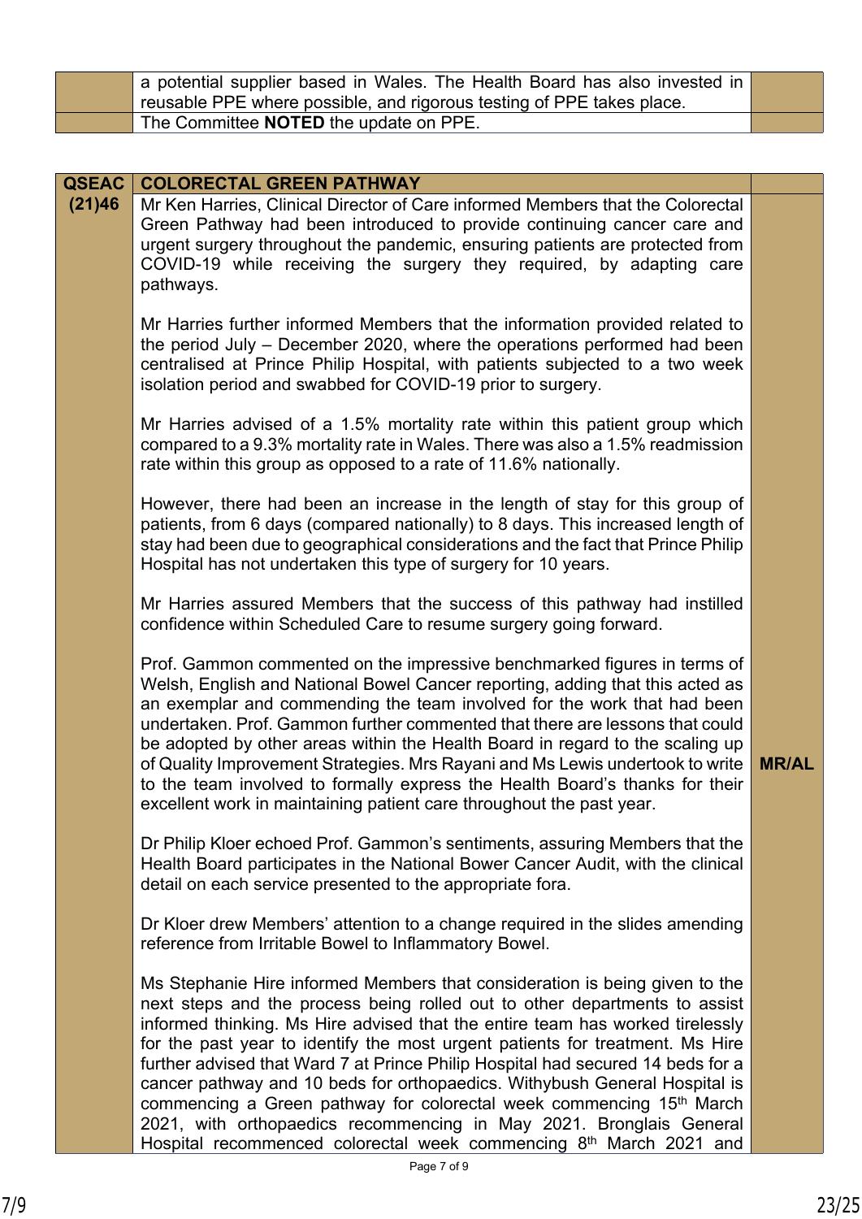| | | |
|---|---|---|
| | a potential supplier based in Wales. The Health Board has also invested in reusable PPE where possible, and rigorous testing of PPE takes place. | |
| | The Committee **NOTED** the update on PPE. | |

| | | |
|---|---|---|
| **QSEAC (21)46** | **COLORECTAL GREEN PATHWAY** | |
| | Mr Ken Harries, Clinical Director of Care informed Members that the Colorectal Green Pathway had been introduced to provide continuing cancer care and urgent surgery throughout the pandemic, ensuring patients are protected from COVID-19 while receiving the surgery they required, by adapting care pathways.<br><br>Mr Harries further informed Members that the information provided related to the period July – December 2020, where the operations performed had been centralised at Prince Philip Hospital, with patients subjected to a two week isolation period and swabbed for COVID-19 prior to surgery.<br><br>Mr Harries advised of a 1.5% mortality rate within this patient group which compared to a 9.3% mortality rate in Wales. There was also a 1.5% readmission rate within this group as opposed to a rate of 11.6% nationally.<br><br>However, there had been an increase in the length of stay for this group of patients, from 6 days (compared nationally) to 8 days. This increased length of stay had been due to geographical considerations and the fact that Prince Philip Hospital has not undertaken this type of surgery for 10 years.<br><br>Mr Harries assured Members that the success of this pathway had instilled confidence within Scheduled Care to resume surgery going forward.<br><br>Prof. Gammon commented on the impressive benchmarked figures in terms of Welsh, English and National Bowel Cancer reporting, adding that this acted as an exemplar and commending the team involved for the work that had been undertaken. Prof. Gammon further commented that there are lessons that could be adopted by other areas within the Health Board in regard to the scaling up of Quality Improvement Strategies. Mrs Rayani and Ms Lewis undertook to write to the team involved to formally express the Health Board's thanks for their excellent work in maintaining patient care throughout the past year.<br><br>Dr Philip Kloer echoed Prof. Gammon's sentiments, assuring Members that the Health Board participates in the National Bower Cancer Audit, with the clinical detail on each service presented to the appropriate fora.<br><br>Dr Kloer drew Members' attention to a change required in the slides amending reference from Irritable Bowel to Inflammatory Bowel.<br><br>Ms Stephanie Hire informed Members that consideration is being given to the next steps and the process being rolled out to other departments to assist informed thinking. Ms Hire advised that the entire team has worked tirelessly for the past year to identify the most urgent patients for treatment. Ms Hire further advised that Ward 7 at Prince Philip Hospital had secured 14 beds for a cancer pathway and 10 beds for orthopaedics. Withybush General Hospital is commencing a Green pathway for colorectal week commencing 15th March 2021, with orthopaedics recommencing in May 2021. Bronglais General Hospital recommenced colorectal week commencing 8th March 2021 and | **MR/AL** |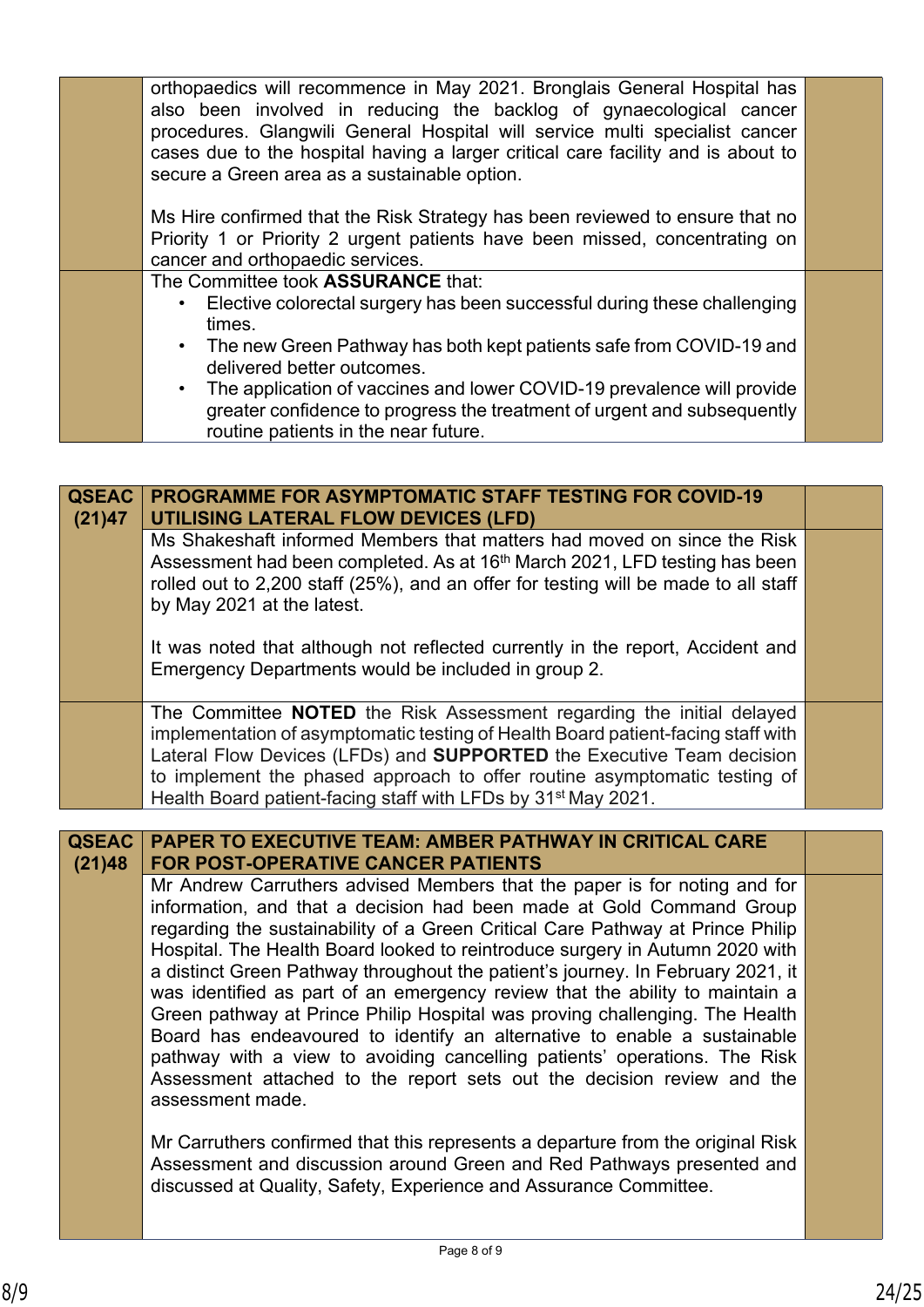| | | |
|---|---|---|
| | orthopaedics will recommence in May 2021. Bronglais General Hospital has also been involved in reducing the backlog of gynaecological cancer procedures. Glangwili General Hospital will service multi specialist cancer cases due to the hospital having a larger critical care facility and is about to secure a Green area as a sustainable option.<br><br>Ms Hire confirmed that the Risk Strategy has been reviewed to ensure that no Priority 1 or Priority 2 urgent patients have been missed, concentrating on cancer and orthopaedic services. | |
| | The Committee took **ASSURANCE** that:<br>• Elective colorectal surgery has been successful during these challenging times.<br>• The new Green Pathway has both kept patients safe from COVID-19 and delivered better outcomes.<br>• The application of vaccines and lower COVID-19 prevalence will provide greater confidence to progress the treatment of urgent and subsequently routine patients in the near future. | |

| | | |
|---|---|---|
| **QSEAC (21)47** | **PROGRAMME FOR ASYMPTOMATIC STAFF TESTING FOR COVID-19 UTILISING LATERAL FLOW DEVICES (LFD)** | |
| | Ms Shakeshaft informed Members that matters had moved on since the Risk Assessment had been completed. As at 16th March 2021, LFD testing has been rolled out to 2,200 staff (25%), and an offer for testing will be made to all staff by May 2021 at the latest.<br><br>It was noted that although not reflected currently in the report, Accident and Emergency Departments would be included in group 2. | |
| | The Committee **NOTED** the Risk Assessment regarding the initial delayed implementation of asymptomatic testing of Health Board patient-facing staff with Lateral Flow Devices (LFDs) and **SUPPORTED** the Executive Team decision to implement the phased approach to offer routine asymptomatic testing of Health Board patient-facing staff with LFDs by 31st May 2021. | |

| | | |
|---|---|---|
| **QSEAC (21)48** | **PAPER TO EXECUTIVE TEAM: AMBER PATHWAY IN CRITICAL CARE FOR POST-OPERATIVE CANCER PATIENTS** | |
| | Mr Andrew Carruthers advised Members that the paper is for noting and for information, and that a decision had been made at Gold Command Group regarding the sustainability of a Green Critical Care Pathway at Prince Philip Hospital. The Health Board looked to reintroduce surgery in Autumn 2020 with a distinct Green Pathway throughout the patient's journey. In February 2021, it was identified as part of an emergency review that the ability to maintain a Green pathway at Prince Philip Hospital was proving challenging. The Health Board has endeavoured to identify an alternative to enable a sustainable pathway with a view to avoiding cancelling patients' operations. The Risk Assessment attached to the report sets out the decision review and the assessment made.<br><br>Mr Carruthers confirmed that this represents a departure from the original Risk Assessment and discussion around Green and Red Pathways presented and discussed at Quality, Safety, Experience and Assurance Committee. | |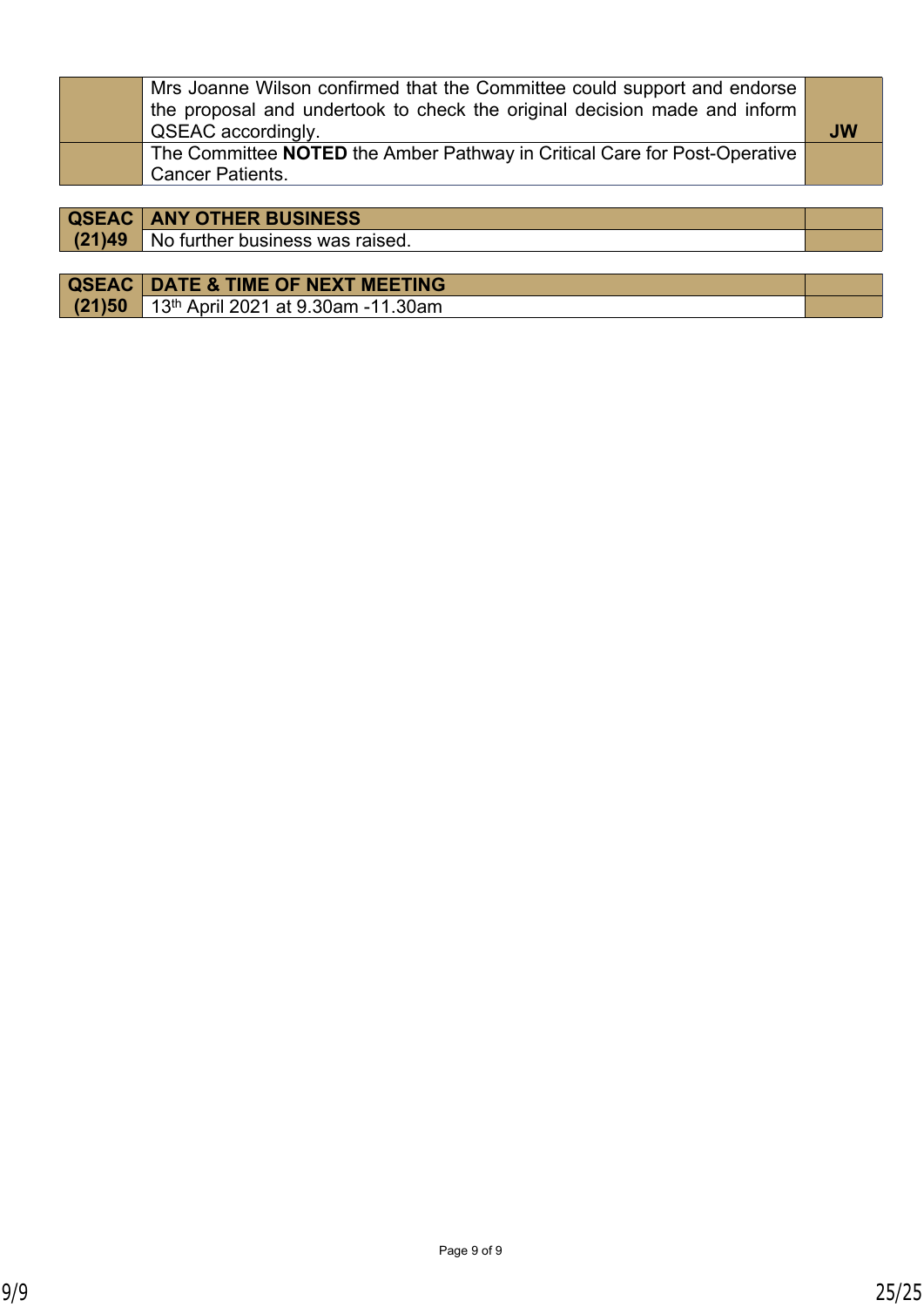| | | |
|---|---|---|
| | Mrs Joanne Wilson confirmed that the Committee could support and endorse the proposal and undertook to check the original decision made and inform QSEAC accordingly. | **JW** |
| | The Committee **NOTED** the Amber Pathway in Critical Care for Post-Operative Cancer Patients. | |

| | | |
|---|---|---|
| **QSEAC (21)49** | **ANY OTHER BUSINESS** | |
| | No further business was raised. | |

| | | |
|---|---|---|
| **QSEAC (21)50** | **DATE & TIME OF NEXT MEETING** | |
| | 13th April 2021 at 9.30am -11.30am | |